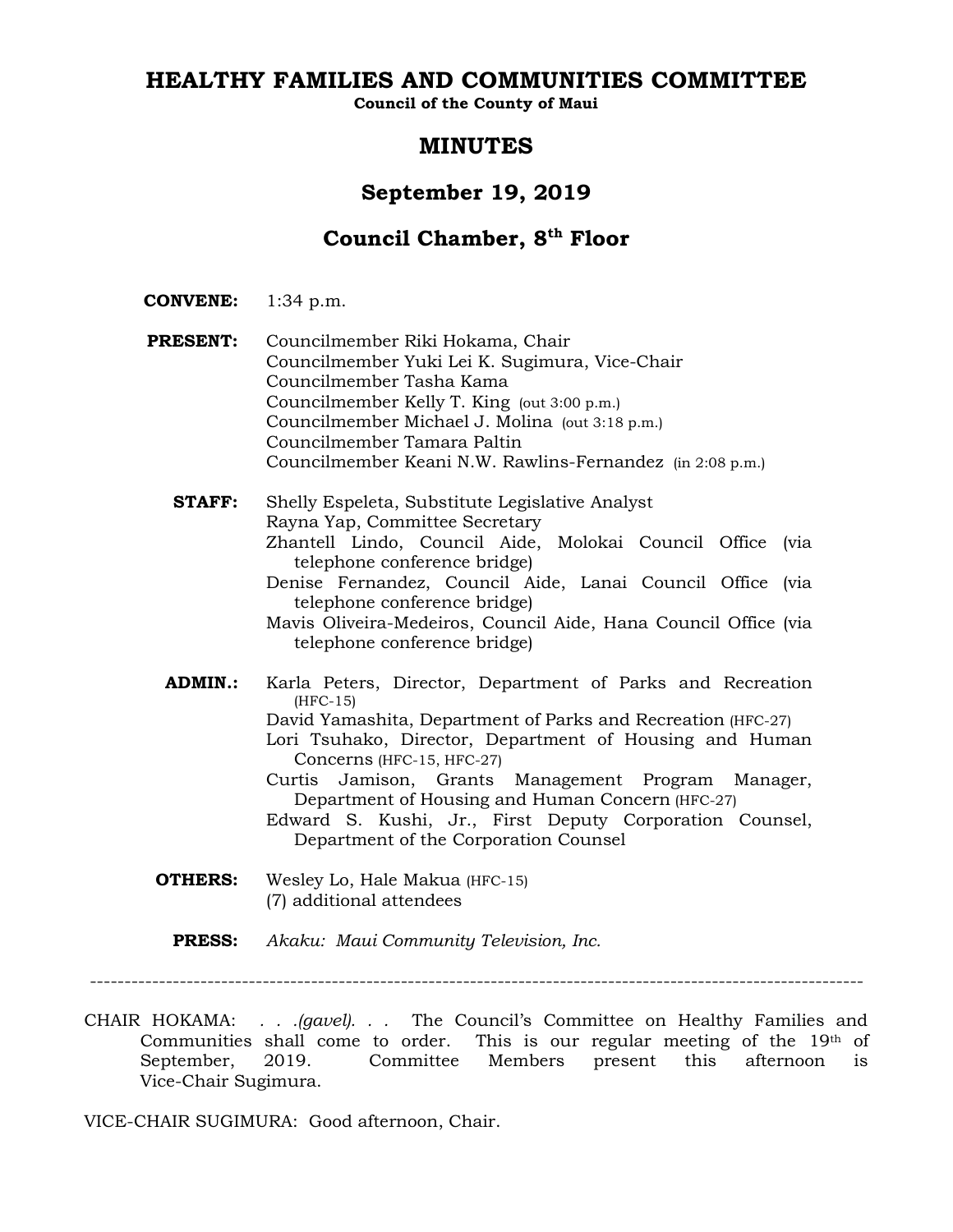# HEALTHY FAMILIES AND COMMUNITIES COMMITTEE

**Council of the County of Maui**

## MINUTES

## September 19, 2019

## Council Chamber, 8th Floor

**CONVENE:** 1:34 p.m.

**PRESENT:** Councilmember Riki Hokama, Chair
Councilmember Yuki Lei K. Sugimura, Vice-Chair
Councilmember Tasha Kama
Councilmember Kelly T. King (out 3:00 p.m.)
Councilmember Michael J. Molina (out 3:18 p.m.)
Councilmember Tamara Paltin
Councilmember Keani N.W. Rawlins-Fernandez (in 2:08 p.m.)

**STAFF:** Shelly Espeleta, Substitute Legislative Analyst
Rayna Yap, Committee Secretary
Zhantell Lindo, Council Aide, Molokai Council Office (via telephone conference bridge)
Denise Fernandez, Council Aide, Lanai Council Office (via telephone conference bridge)
Mavis Oliveira-Medeiros, Council Aide, Hana Council Office (via telephone conference bridge)

**ADMIN.:** Karla Peters, Director, Department of Parks and Recreation (HFC-15)
David Yamashita, Department of Parks and Recreation (HFC-27)
Lori Tsuhako, Director, Department of Housing and Human Concerns (HFC-15, HFC-27)
Curtis Jamison, Grants Management Program Manager, Department of Housing and Human Concern (HFC-27)
Edward S. Kushi, Jr., First Deputy Corporation Counsel, Department of the Corporation Counsel

**OTHERS:** Wesley Lo, Hale Makua (HFC-15)
(7) additional attendees

**PRESS:** *Akaku: Maui Community Television, Inc.*

---

CHAIR HOKAMA: . . .*(gavel)*. . . The Council's Committee on Healthy Families and Communities shall come to order. This is our regular meeting of the 19th of September, 2019. Committee Members present this afternoon is Vice-Chair Sugimura.

VICE-CHAIR SUGIMURA: Good afternoon, Chair.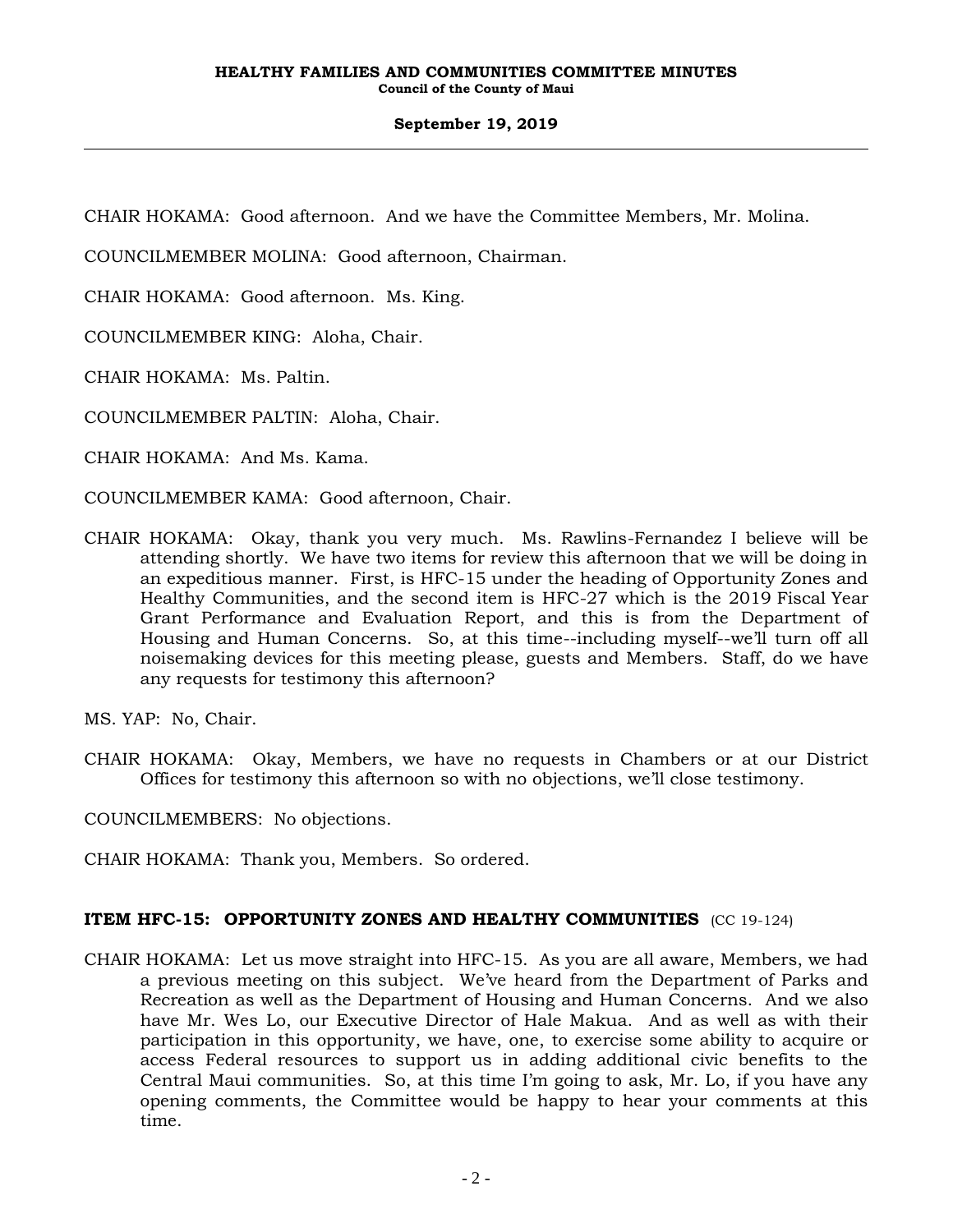CHAIR HOKAMA: Good afternoon. And we have the Committee Members, Mr. Molina.

COUNCILMEMBER MOLINA: Good afternoon, Chairman.

CHAIR HOKAMA: Good afternoon. Ms. King.

COUNCILMEMBER KING: Aloha, Chair.

CHAIR HOKAMA: Ms. Paltin.

COUNCILMEMBER PALTIN: Aloha, Chair.

CHAIR HOKAMA: And Ms. Kama.

COUNCILMEMBER KAMA: Good afternoon, Chair.

CHAIR HOKAMA: Okay, thank you very much. Ms. Rawlins-Fernandez I believe will be attending shortly. We have two items for review this afternoon that we will be doing in an expeditious manner. First, is HFC-15 under the heading of Opportunity Zones and Healthy Communities, and the second item is HFC-27 which is the 2019 Fiscal Year Grant Performance and Evaluation Report, and this is from the Department of Housing and Human Concerns. So, at this time--including myself--we'll turn off all noisemaking devices for this meeting please, guests and Members. Staff, do we have any requests for testimony this afternoon?

MS. YAP: No, Chair.

CHAIR HOKAMA: Okay, Members, we have no requests in Chambers or at our District Offices for testimony this afternoon so with no objections, we'll close testimony.

COUNCILMEMBERS: No objections.

CHAIR HOKAMA: Thank you, Members. So ordered.

**ITEM HFC-15: OPPORTUNITY ZONES AND HEALTHY COMMUNITIES** (CC 19-124)

CHAIR HOKAMA: Let us move straight into HFC-15. As you are all aware, Members, we had a previous meeting on this subject. We've heard from the Department of Parks and Recreation as well as the Department of Housing and Human Concerns. And we also have Mr. Wes Lo, our Executive Director of Hale Makua. And as well as with their participation in this opportunity, we have, one, to exercise some ability to acquire or access Federal resources to support us in adding additional civic benefits to the Central Maui communities. So, at this time I'm going to ask, Mr. Lo, if you have any opening comments, the Committee would be happy to hear your comments at this time.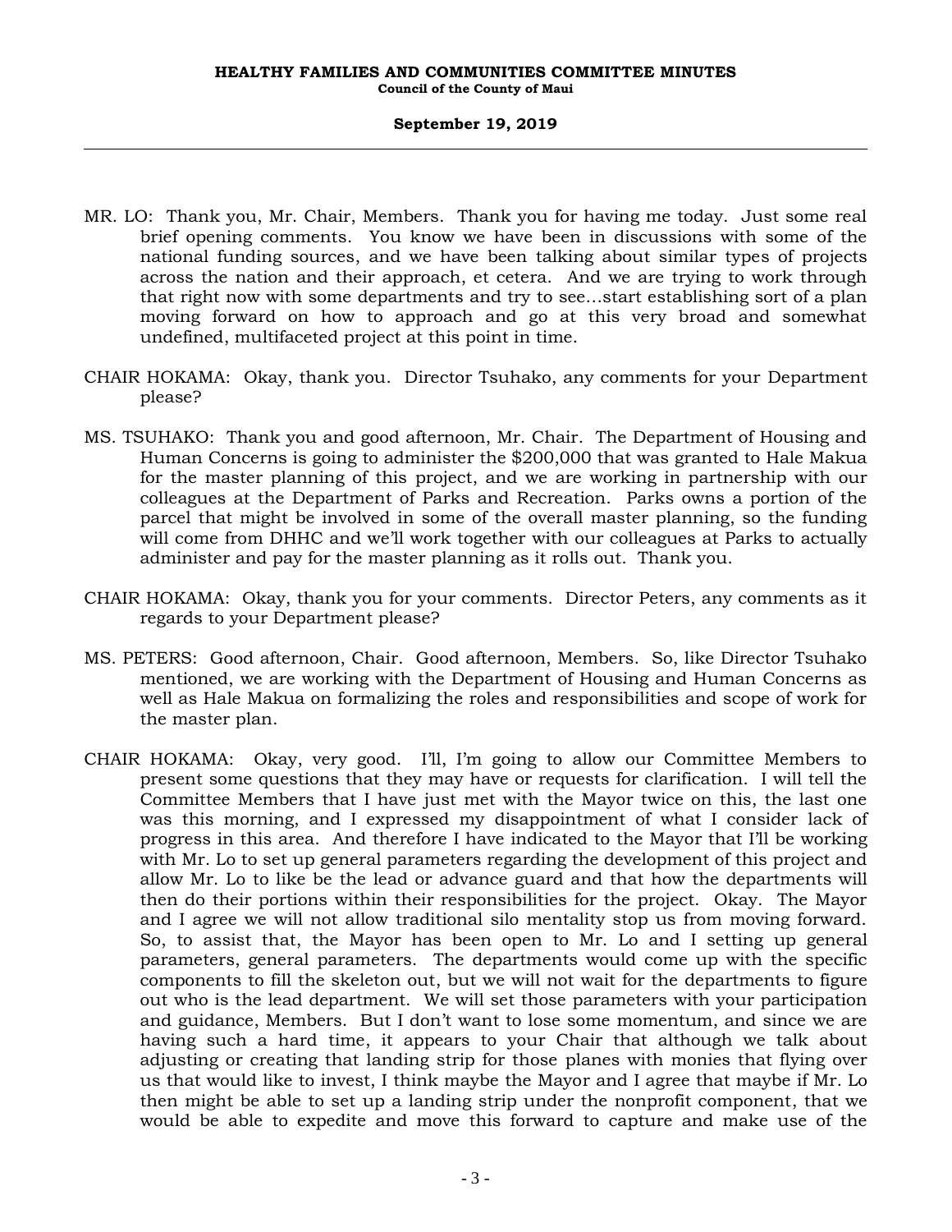MR. LO: Thank you, Mr. Chair, Members. Thank you for having me today. Just some real brief opening comments. You know we have been in discussions with some of the national funding sources, and we have been talking about similar types of projects across the nation and their approach, et cetera. And we are trying to work through that right now with some departments and try to see…start establishing sort of a plan moving forward on how to approach and go at this very broad and somewhat undefined, multifaceted project at this point in time.

CHAIR HOKAMA: Okay, thank you. Director Tsuhako, any comments for your Department please?

MS. TSUHAKO: Thank you and good afternoon, Mr. Chair. The Department of Housing and Human Concerns is going to administer the $200,000 that was granted to Hale Makua for the master planning of this project, and we are working in partnership with our colleagues at the Department of Parks and Recreation. Parks owns a portion of the parcel that might be involved in some of the overall master planning, so the funding will come from DHHC and we'll work together with our colleagues at Parks to actually administer and pay for the master planning as it rolls out. Thank you.

CHAIR HOKAMA: Okay, thank you for your comments. Director Peters, any comments as it regards to your Department please?

MS. PETERS: Good afternoon, Chair. Good afternoon, Members. So, like Director Tsuhako mentioned, we are working with the Department of Housing and Human Concerns as well as Hale Makua on formalizing the roles and responsibilities and scope of work for the master plan.

CHAIR HOKAMA: Okay, very good. I'll, I'm going to allow our Committee Members to present some questions that they may have or requests for clarification. I will tell the Committee Members that I have just met with the Mayor twice on this, the last one was this morning, and I expressed my disappointment of what I consider lack of progress in this area. And therefore I have indicated to the Mayor that I'll be working with Mr. Lo to set up general parameters regarding the development of this project and allow Mr. Lo to like be the lead or advance guard and that how the departments will then do their portions within their responsibilities for the project. Okay. The Mayor and I agree we will not allow traditional silo mentality stop us from moving forward. So, to assist that, the Mayor has been open to Mr. Lo and I setting up general parameters, general parameters. The departments would come up with the specific components to fill the skeleton out, but we will not wait for the departments to figure out who is the lead department. We will set those parameters with your participation and guidance, Members. But I don't want to lose some momentum, and since we are having such a hard time, it appears to your Chair that although we talk about adjusting or creating that landing strip for those planes with monies that flying over us that would like to invest, I think maybe the Mayor and I agree that maybe if Mr. Lo then might be able to set up a landing strip under the nonprofit component, that we would be able to expedite and move this forward to capture and make use of the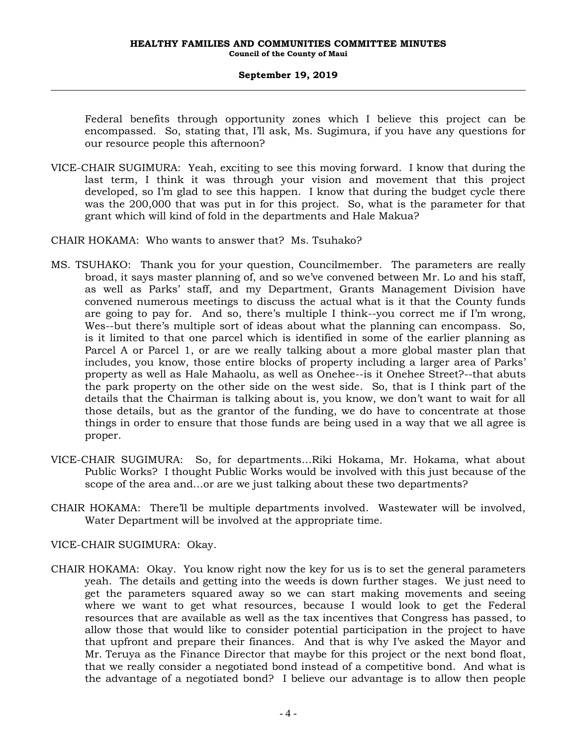Federal benefits through opportunity zones which I believe this project can be encompassed. So, stating that, I'll ask, Ms. Sugimura, if you have any questions for our resource people this afternoon?

VICE-CHAIR SUGIMURA: Yeah, exciting to see this moving forward. I know that during the last term, I think it was through your vision and movement that this project developed, so I'm glad to see this happen. I know that during the budget cycle there was the 200,000 that was put in for this project. So, what is the parameter for that grant which will kind of fold in the departments and Hale Makua?

CHAIR HOKAMA: Who wants to answer that? Ms. Tsuhako?

MS. TSUHAKO: Thank you for your question, Councilmember. The parameters are really broad, it says master planning of, and so we've convened between Mr. Lo and his staff, as well as Parks' staff, and my Department, Grants Management Division have convened numerous meetings to discuss the actual what is it that the County funds are going to pay for. And so, there's multiple I think--you correct me if I'm wrong, Wes--but there's multiple sort of ideas about what the planning can encompass. So, is it limited to that one parcel which is identified in some of the earlier planning as Parcel A or Parcel 1, or are we really talking about a more global master plan that includes, you know, those entire blocks of property including a larger area of Parks' property as well as Hale Mahaolu, as well as Onehee--is it Onehee Street?--that abuts the park property on the other side on the west side. So, that is I think part of the details that the Chairman is talking about is, you know, we don't want to wait for all those details, but as the grantor of the funding, we do have to concentrate at those things in order to ensure that those funds are being used in a way that we all agree is proper.

VICE-CHAIR SUGIMURA: So, for departments...Riki Hokama, Mr. Hokama, what about Public Works? I thought Public Works would be involved with this just because of the scope of the area and...or are we just talking about these two departments?

CHAIR HOKAMA: There'll be multiple departments involved. Wastewater will be involved, Water Department will be involved at the appropriate time.

VICE-CHAIR SUGIMURA: Okay.

CHAIR HOKAMA: Okay. You know right now the key for us is to set the general parameters yeah. The details and getting into the weeds is down further stages. We just need to get the parameters squared away so we can start making movements and seeing where we want to get what resources, because I would look to get the Federal resources that are available as well as the tax incentives that Congress has passed, to allow those that would like to consider potential participation in the project to have that upfront and prepare their finances. And that is why I've asked the Mayor and Mr. Teruya as the Finance Director that maybe for this project or the next bond float, that we really consider a negotiated bond instead of a competitive bond. And what is the advantage of a negotiated bond? I believe our advantage is to allow then people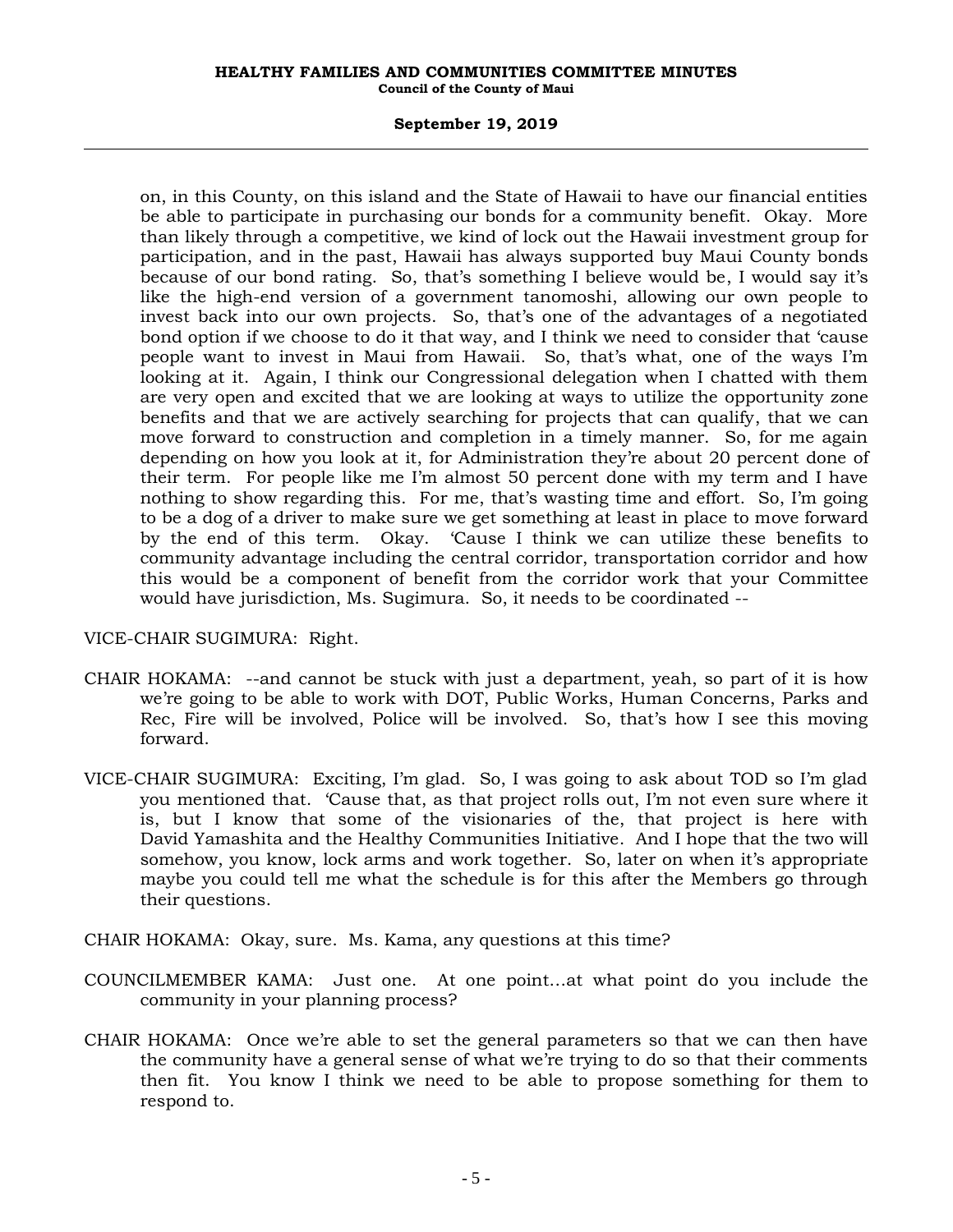on, in this County, on this island and the State of Hawaii to have our financial entities be able to participate in purchasing our bonds for a community benefit. Okay. More than likely through a competitive, we kind of lock out the Hawaii investment group for participation, and in the past, Hawaii has always supported buy Maui County bonds because of our bond rating. So, that's something I believe would be, I would say it's like the high-end version of a government tanomoshi, allowing our own people to invest back into our own projects. So, that's one of the advantages of a negotiated bond option if we choose to do it that way, and I think we need to consider that 'cause people want to invest in Maui from Hawaii. So, that's what, one of the ways I'm looking at it. Again, I think our Congressional delegation when I chatted with them are very open and excited that we are looking at ways to utilize the opportunity zone benefits and that we are actively searching for projects that can qualify, that we can move forward to construction and completion in a timely manner. So, for me again depending on how you look at it, for Administration they're about 20 percent done of their term. For people like me I'm almost 50 percent done with my term and I have nothing to show regarding this. For me, that's wasting time and effort. So, I'm going to be a dog of a driver to make sure we get something at least in place to move forward by the end of this term. Okay. 'Cause I think we can utilize these benefits to community advantage including the central corridor, transportation corridor and how this would be a component of benefit from the corridor work that your Committee would have jurisdiction, Ms. Sugimura. So, it needs to be coordinated --

VICE-CHAIR SUGIMURA: Right.

CHAIR HOKAMA: --and cannot be stuck with just a department, yeah, so part of it is how we're going to be able to work with DOT, Public Works, Human Concerns, Parks and Rec, Fire will be involved, Police will be involved. So, that's how I see this moving forward.

VICE-CHAIR SUGIMURA: Exciting, I'm glad. So, I was going to ask about TOD so I'm glad you mentioned that. 'Cause that, as that project rolls out, I'm not even sure where it is, but I know that some of the visionaries of the, that project is here with David Yamashita and the Healthy Communities Initiative. And I hope that the two will somehow, you know, lock arms and work together. So, later on when it's appropriate maybe you could tell me what the schedule is for this after the Members go through their questions.

CHAIR HOKAMA: Okay, sure. Ms. Kama, any questions at this time?

COUNCILMEMBER KAMA: Just one. At one point...at what point do you include the community in your planning process?

CHAIR HOKAMA: Once we're able to set the general parameters so that we can then have the community have a general sense of what we're trying to do so that their comments then fit. You know I think we need to be able to propose something for them to respond to.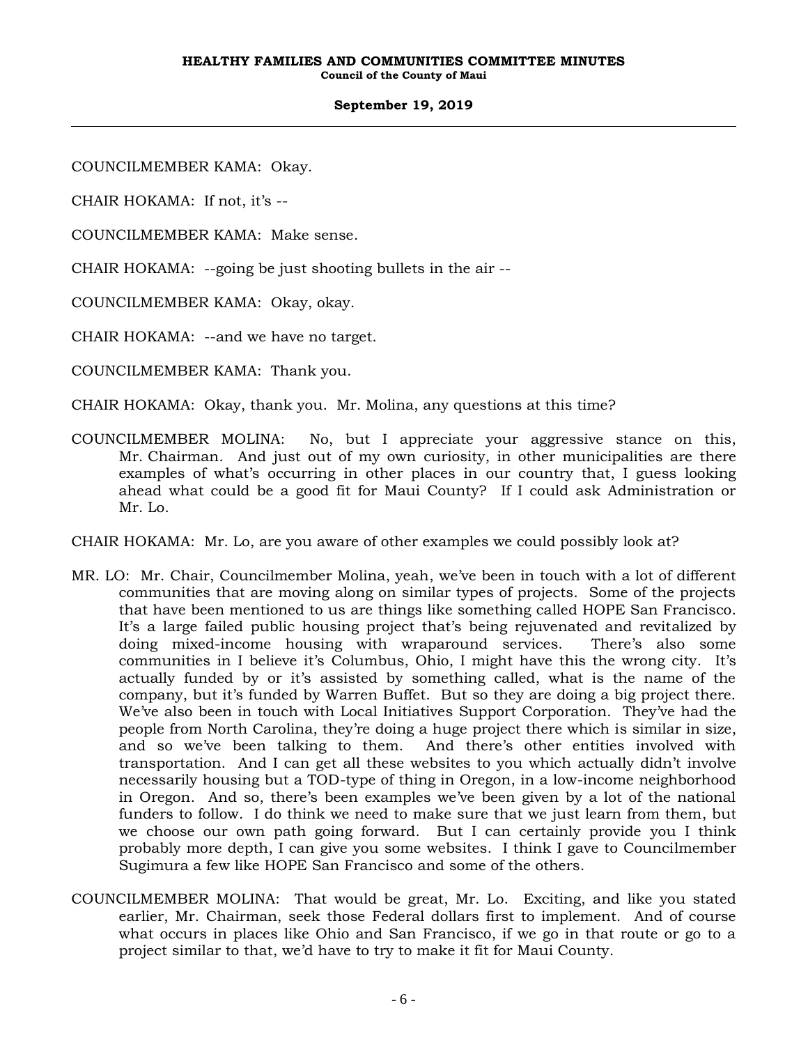COUNCILMEMBER KAMA: Okay.

CHAIR HOKAMA: If not, it's --

COUNCILMEMBER KAMA: Make sense.

CHAIR HOKAMA: --going be just shooting bullets in the air --

COUNCILMEMBER KAMA: Okay, okay.

CHAIR HOKAMA: --and we have no target.

COUNCILMEMBER KAMA: Thank you.

CHAIR HOKAMA: Okay, thank you. Mr. Molina, any questions at this time?

COUNCILMEMBER MOLINA: No, but I appreciate your aggressive stance on this, Mr. Chairman. And just out of my own curiosity, in other municipalities are there examples of what's occurring in other places in our country that, I guess looking ahead what could be a good fit for Maui County? If I could ask Administration or Mr. Lo.

CHAIR HOKAMA: Mr. Lo, are you aware of other examples we could possibly look at?

MR. LO: Mr. Chair, Councilmember Molina, yeah, we've been in touch with a lot of different communities that are moving along on similar types of projects. Some of the projects that have been mentioned to us are things like something called HOPE San Francisco. It's a large failed public housing project that's being rejuvenated and revitalized by doing mixed-income housing with wraparound services. There's also some communities in I believe it's Columbus, Ohio, I might have this the wrong city. It's actually funded by or it's assisted by something called, what is the name of the company, but it's funded by Warren Buffet. But so they are doing a big project there. We've also been in touch with Local Initiatives Support Corporation. They've had the people from North Carolina, they're doing a huge project there which is similar in size, and so we've been talking to them. And there's other entities involved with transportation. And I can get all these websites to you which actually didn't involve necessarily housing but a TOD-type of thing in Oregon, in a low-income neighborhood in Oregon. And so, there's been examples we've been given by a lot of the national funders to follow. I do think we need to make sure that we just learn from them, but we choose our own path going forward. But I can certainly provide you I think probably more depth, I can give you some websites. I think I gave to Councilmember Sugimura a few like HOPE San Francisco and some of the others.

COUNCILMEMBER MOLINA: That would be great, Mr. Lo. Exciting, and like you stated earlier, Mr. Chairman, seek those Federal dollars first to implement. And of course what occurs in places like Ohio and San Francisco, if we go in that route or go to a project similar to that, we'd have to try to make it fit for Maui County.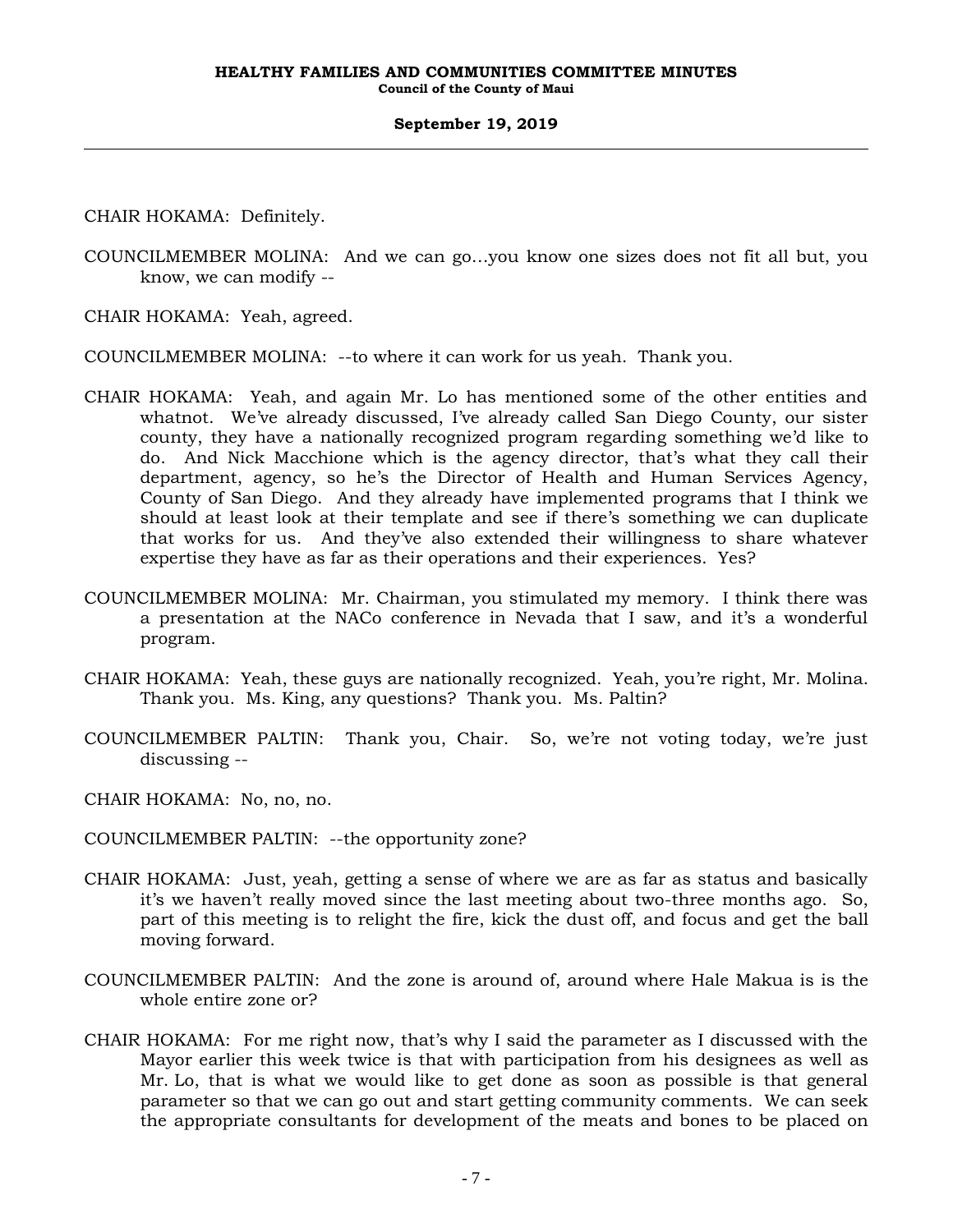CHAIR HOKAMA: Definitely.

COUNCILMEMBER MOLINA: And we can go…you know one sizes does not fit all but, you know, we can modify --

CHAIR HOKAMA: Yeah, agreed.

COUNCILMEMBER MOLINA: --to where it can work for us yeah. Thank you.

CHAIR HOKAMA: Yeah, and again Mr. Lo has mentioned some of the other entities and whatnot. We've already discussed, I've already called San Diego County, our sister county, they have a nationally recognized program regarding something we'd like to do. And Nick Macchione which is the agency director, that's what they call their department, agency, so he's the Director of Health and Human Services Agency, County of San Diego. And they already have implemented programs that I think we should at least look at their template and see if there's something we can duplicate that works for us. And they've also extended their willingness to share whatever expertise they have as far as their operations and their experiences. Yes?

COUNCILMEMBER MOLINA: Mr. Chairman, you stimulated my memory. I think there was a presentation at the NACo conference in Nevada that I saw, and it's a wonderful program.

CHAIR HOKAMA: Yeah, these guys are nationally recognized. Yeah, you're right, Mr. Molina. Thank you. Ms. King, any questions? Thank you. Ms. Paltin?

COUNCILMEMBER PALTIN: Thank you, Chair. So, we're not voting today, we're just discussing --

CHAIR HOKAMA: No, no, no.

COUNCILMEMBER PALTIN: --the opportunity zone?

CHAIR HOKAMA: Just, yeah, getting a sense of where we are as far as status and basically it's we haven't really moved since the last meeting about two-three months ago. So, part of this meeting is to relight the fire, kick the dust off, and focus and get the ball moving forward.

COUNCILMEMBER PALTIN: And the zone is around of, around where Hale Makua is is the whole entire zone or?

CHAIR HOKAMA: For me right now, that's why I said the parameter as I discussed with the Mayor earlier this week twice is that with participation from his designees as well as Mr. Lo, that is what we would like to get done as soon as possible is that general parameter so that we can go out and start getting community comments. We can seek the appropriate consultants for development of the meats and bones to be placed on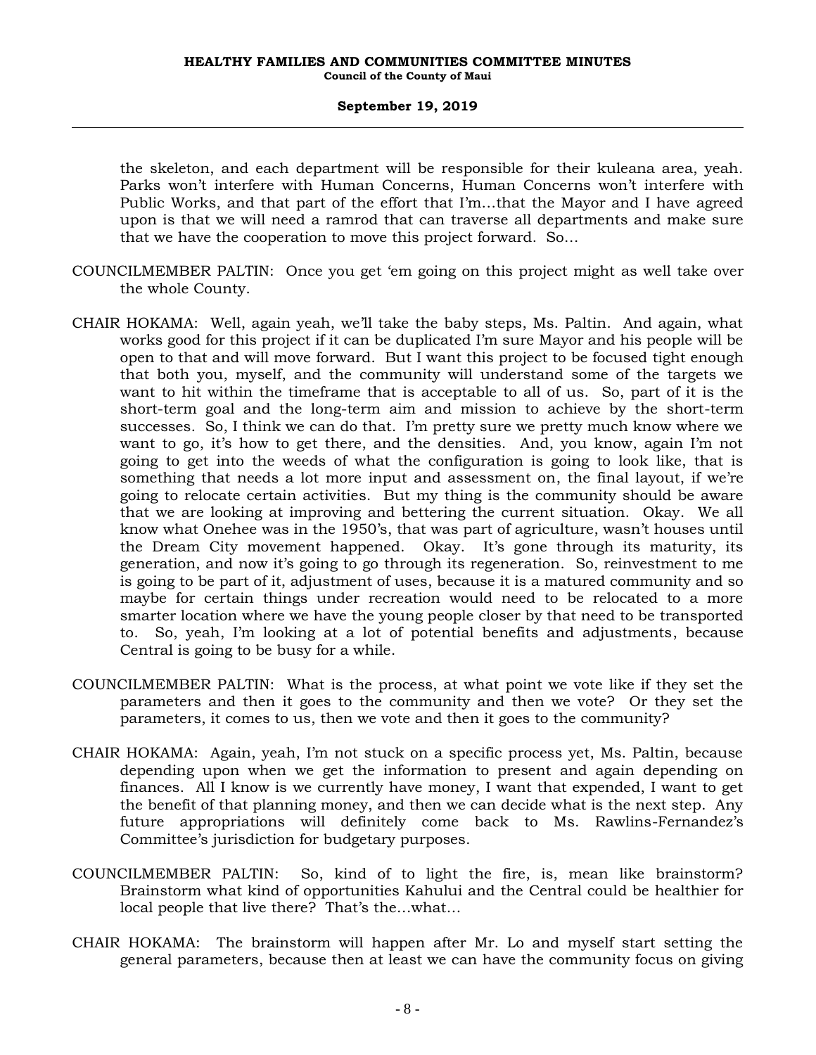the skeleton, and each department will be responsible for their kuleana area, yeah. Parks won't interfere with Human Concerns, Human Concerns won't interfere with Public Works, and that part of the effort that I'm...that the Mayor and I have agreed upon is that we will need a ramrod that can traverse all departments and make sure that we have the cooperation to move this project forward. So...

COUNCILMEMBER PALTIN: Once you get 'em going on this project might as well take over the whole County.

CHAIR HOKAMA: Well, again yeah, we'll take the baby steps, Ms. Paltin. And again, what works good for this project if it can be duplicated I'm sure Mayor and his people will be open to that and will move forward. But I want this project to be focused tight enough that both you, myself, and the community will understand some of the targets we want to hit within the timeframe that is acceptable to all of us. So, part of it is the short-term goal and the long-term aim and mission to achieve by the short-term successes. So, I think we can do that. I'm pretty sure we pretty much know where we want to go, it's how to get there, and the densities. And, you know, again I'm not going to get into the weeds of what the configuration is going to look like, that is something that needs a lot more input and assessment on, the final layout, if we're going to relocate certain activities. But my thing is the community should be aware that we are looking at improving and bettering the current situation. Okay. We all know what Onehee was in the 1950's, that was part of agriculture, wasn't houses until the Dream City movement happened. Okay. It's gone through its maturity, its generation, and now it's going to go through its regeneration. So, reinvestment to me is going to be part of it, adjustment of uses, because it is a matured community and so maybe for certain things under recreation would need to be relocated to a more smarter location where we have the young people closer by that need to be transported to. So, yeah, I'm looking at a lot of potential benefits and adjustments, because Central is going to be busy for a while.

COUNCILMEMBER PALTIN: What is the process, at what point we vote like if they set the parameters and then it goes to the community and then we vote? Or they set the parameters, it comes to us, then we vote and then it goes to the community?

CHAIR HOKAMA: Again, yeah, I'm not stuck on a specific process yet, Ms. Paltin, because depending upon when we get the information to present and again depending on finances. All I know is we currently have money, I want that expended, I want to get the benefit of that planning money, and then we can decide what is the next step. Any future appropriations will definitely come back to Ms. Rawlins-Fernandez's Committee's jurisdiction for budgetary purposes.

COUNCILMEMBER PALTIN: So, kind of to light the fire, is, mean like brainstorm? Brainstorm what kind of opportunities Kahului and the Central could be healthier for local people that live there? That's the...what...

CHAIR HOKAMA: The brainstorm will happen after Mr. Lo and myself start setting the general parameters, because then at least we can have the community focus on giving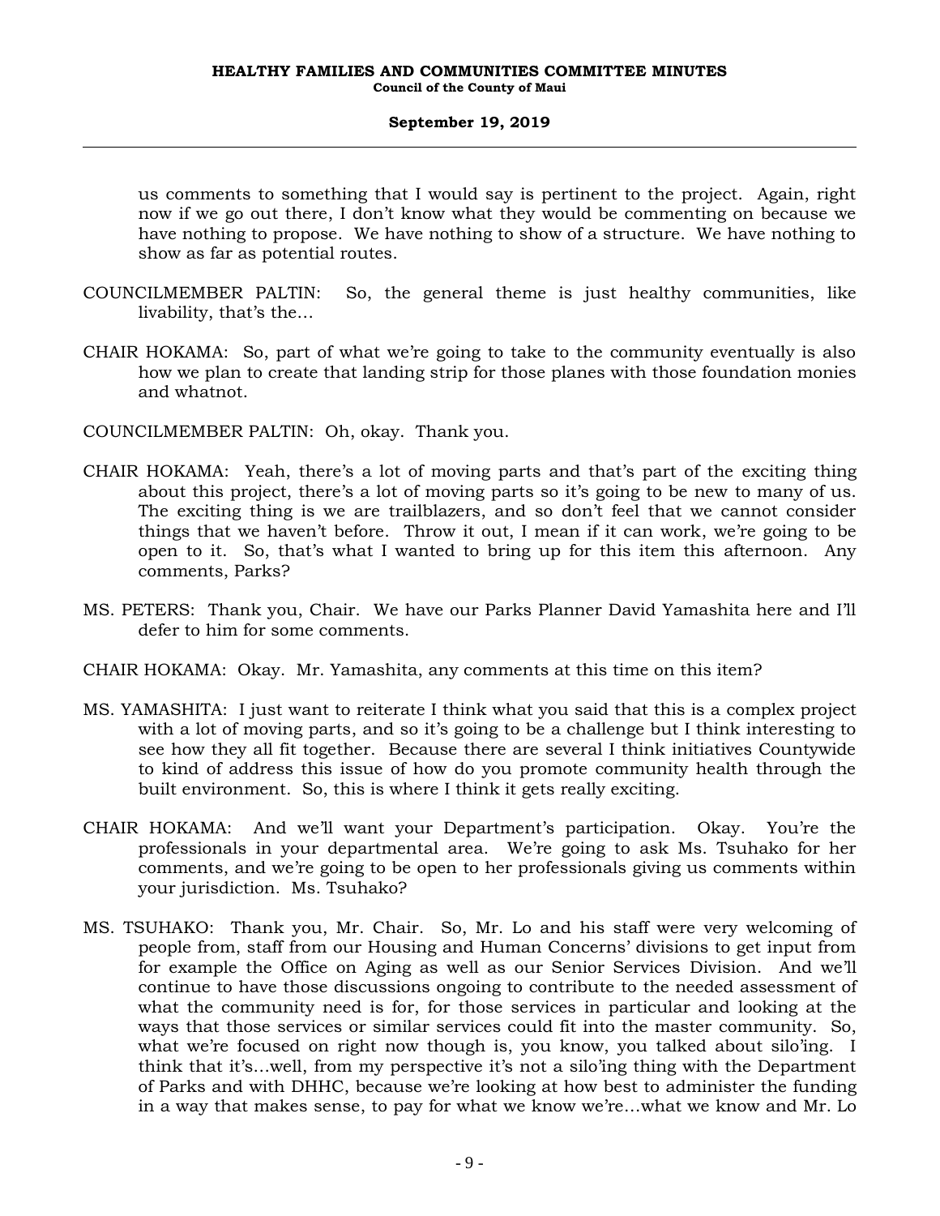us comments to something that I would say is pertinent to the project. Again, right now if we go out there, I don't know what they would be commenting on because we have nothing to propose. We have nothing to show of a structure. We have nothing to show as far as potential routes.

COUNCILMEMBER PALTIN: So, the general theme is just healthy communities, like livability, that's the...

CHAIR HOKAMA: So, part of what we're going to take to the community eventually is also how we plan to create that landing strip for those planes with those foundation monies and whatnot.

COUNCILMEMBER PALTIN: Oh, okay. Thank you.

CHAIR HOKAMA: Yeah, there's a lot of moving parts and that's part of the exciting thing about this project, there's a lot of moving parts so it's going to be new to many of us. The exciting thing is we are trailblazers, and so don't feel that we cannot consider things that we haven't before. Throw it out, I mean if it can work, we're going to be open to it. So, that's what I wanted to bring up for this item this afternoon. Any comments, Parks?

MS. PETERS: Thank you, Chair. We have our Parks Planner David Yamashita here and I'll defer to him for some comments.

CHAIR HOKAMA: Okay. Mr. Yamashita, any comments at this time on this item?

MS. YAMASHITA: I just want to reiterate I think what you said that this is a complex project with a lot of moving parts, and so it's going to be a challenge but I think interesting to see how they all fit together. Because there are several I think initiatives Countywide to kind of address this issue of how do you promote community health through the built environment. So, this is where I think it gets really exciting.

CHAIR HOKAMA: And we'll want your Department's participation. Okay. You're the professionals in your departmental area. We're going to ask Ms. Tsuhako for her comments, and we're going to be open to her professionals giving us comments within your jurisdiction. Ms. Tsuhako?

MS. TSUHAKO: Thank you, Mr. Chair. So, Mr. Lo and his staff were very welcoming of people from, staff from our Housing and Human Concerns' divisions to get input from for example the Office on Aging as well as our Senior Services Division. And we'll continue to have those discussions ongoing to contribute to the needed assessment of what the community need is for, for those services in particular and looking at the ways that those services or similar services could fit into the master community. So, what we're focused on right now though is, you know, you talked about silo'ing. I think that it's...well, from my perspective it's not a silo'ing thing with the Department of Parks and with DHHC, because we're looking at how best to administer the funding in a way that makes sense, to pay for what we know we're...what we know and Mr. Lo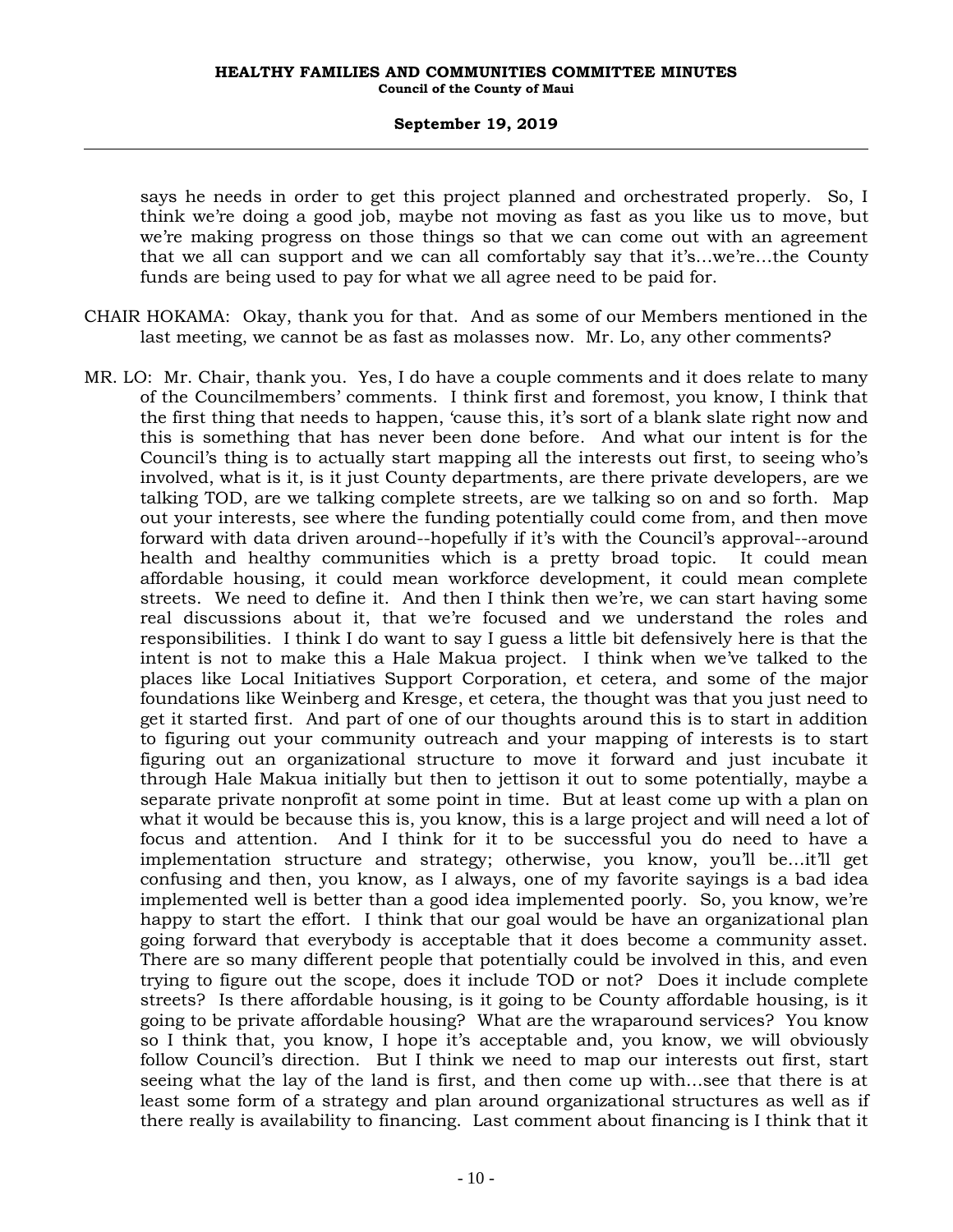says he needs in order to get this project planned and orchestrated properly. So, I think we're doing a good job, maybe not moving as fast as you like us to move, but we're making progress on those things so that we can come out with an agreement that we all can support and we can all comfortably say that it's…we're…the County funds are being used to pay for what we all agree need to be paid for.

CHAIR HOKAMA: Okay, thank you for that. And as some of our Members mentioned in the last meeting, we cannot be as fast as molasses now. Mr. Lo, any other comments?

MR. LO: Mr. Chair, thank you. Yes, I do have a couple comments and it does relate to many of the Councilmembers' comments. I think first and foremost, you know, I think that the first thing that needs to happen, 'cause this, it's sort of a blank slate right now and this is something that has never been done before. And what our intent is for the Council's thing is to actually start mapping all the interests out first, to seeing who's involved, what is it, is it just County departments, are there private developers, are we talking TOD, are we talking complete streets, are we talking so on and so forth. Map out your interests, see where the funding potentially could come from, and then move forward with data driven around--hopefully if it's with the Council's approval--around health and healthy communities which is a pretty broad topic. It could mean affordable housing, it could mean workforce development, it could mean complete streets. We need to define it. And then I think then we're, we can start having some real discussions about it, that we're focused and we understand the roles and responsibilities. I think I do want to say I guess a little bit defensively here is that the intent is not to make this a Hale Makua project. I think when we've talked to the places like Local Initiatives Support Corporation, et cetera, and some of the major foundations like Weinberg and Kresge, et cetera, the thought was that you just need to get it started first. And part of one of our thoughts around this is to start in addition to figuring out your community outreach and your mapping of interests is to start figuring out an organizational structure to move it forward and just incubate it through Hale Makua initially but then to jettison it out to some potentially, maybe a separate private nonprofit at some point in time. But at least come up with a plan on what it would be because this is, you know, this is a large project and will need a lot of focus and attention. And I think for it to be successful you do need to have a implementation structure and strategy; otherwise, you know, you'll be…it'll get confusing and then, you know, as I always, one of my favorite sayings is a bad idea implemented well is better than a good idea implemented poorly. So, you know, we're happy to start the effort. I think that our goal would be have an organizational plan going forward that everybody is acceptable that it does become a community asset. There are so many different people that potentially could be involved in this, and even trying to figure out the scope, does it include TOD or not? Does it include complete streets? Is there affordable housing, is it going to be County affordable housing, is it going to be private affordable housing? What are the wraparound services? You know so I think that, you know, I hope it's acceptable and, you know, we will obviously follow Council's direction. But I think we need to map our interests out first, start seeing what the lay of the land is first, and then come up with…see that there is at least some form of a strategy and plan around organizational structures as well as if there really is availability to financing. Last comment about financing is I think that it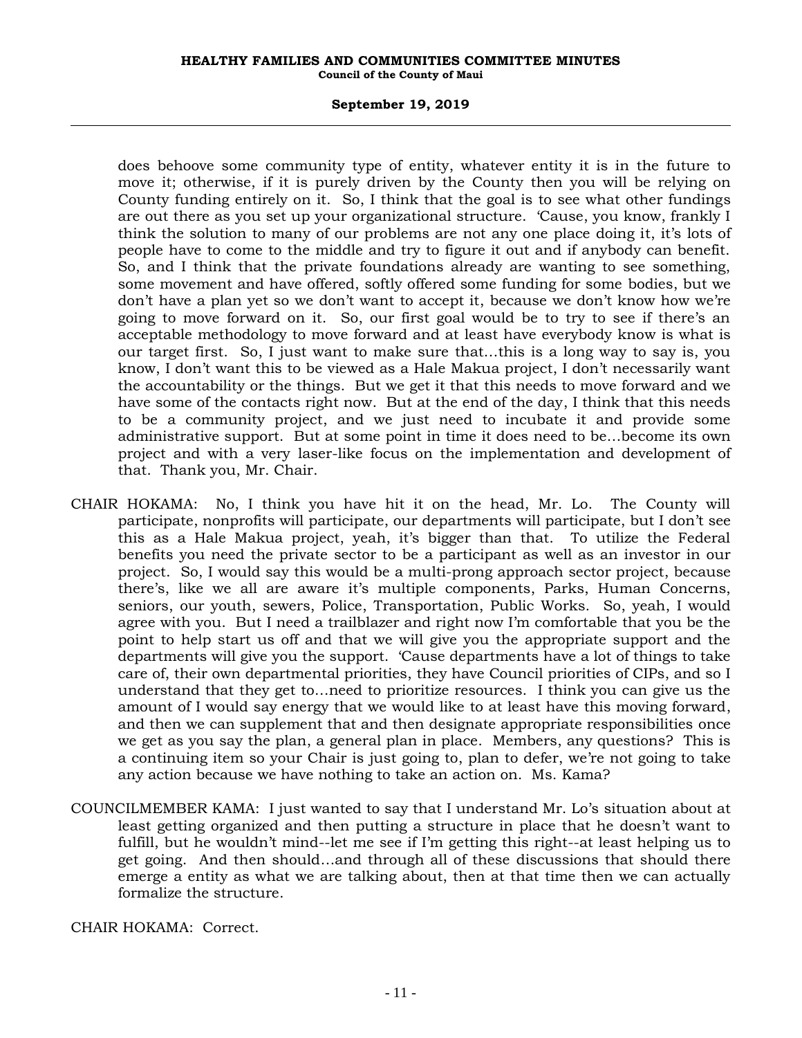does behoove some community type of entity, whatever entity it is in the future to move it; otherwise, if it is purely driven by the County then you will be relying on County funding entirely on it. So, I think that the goal is to see what other fundings are out there as you set up your organizational structure. 'Cause, you know, frankly I think the solution to many of our problems are not any one place doing it, it's lots of people have to come to the middle and try to figure it out and if anybody can benefit. So, and I think that the private foundations already are wanting to see something, some movement and have offered, softly offered some funding for some bodies, but we don't have a plan yet so we don't want to accept it, because we don't know how we're going to move forward on it. So, our first goal would be to try to see if there's an acceptable methodology to move forward and at least have everybody know is what is our target first. So, I just want to make sure that...this is a long way to say is, you know, I don't want this to be viewed as a Hale Makua project, I don't necessarily want the accountability or the things. But we get it that this needs to move forward and we have some of the contacts right now. But at the end of the day, I think that this needs to be a community project, and we just need to incubate it and provide some administrative support. But at some point in time it does need to be...become its own project and with a very laser-like focus on the implementation and development of that. Thank you, Mr. Chair.

CHAIR HOKAMA: No, I think you have hit it on the head, Mr. Lo. The County will participate, nonprofits will participate, our departments will participate, but I don't see this as a Hale Makua project, yeah, it's bigger than that. To utilize the Federal benefits you need the private sector to be a participant as well as an investor in our project. So, I would say this would be a multi-prong approach sector project, because there's, like we all are aware it's multiple components, Parks, Human Concerns, seniors, our youth, sewers, Police, Transportation, Public Works. So, yeah, I would agree with you. But I need a trailblazer and right now I'm comfortable that you be the point to help start us off and that we will give you the appropriate support and the departments will give you the support. 'Cause departments have a lot of things to take care of, their own departmental priorities, they have Council priorities of CIPs, and so I understand that they get to...need to prioritize resources. I think you can give us the amount of I would say energy that we would like to at least have this moving forward, and then we can supplement that and then designate appropriate responsibilities once we get as you say the plan, a general plan in place. Members, any questions? This is a continuing item so your Chair is just going to, plan to defer, we're not going to take any action because we have nothing to take an action on. Ms. Kama?

COUNCILMEMBER KAMA: I just wanted to say that I understand Mr. Lo's situation about at least getting organized and then putting a structure in place that he doesn't want to fulfill, but he wouldn't mind--let me see if I'm getting this right--at least helping us to get going. And then should...and through all of these discussions that should there emerge a entity as what we are talking about, then at that time then we can actually formalize the structure.

CHAIR HOKAMA: Correct.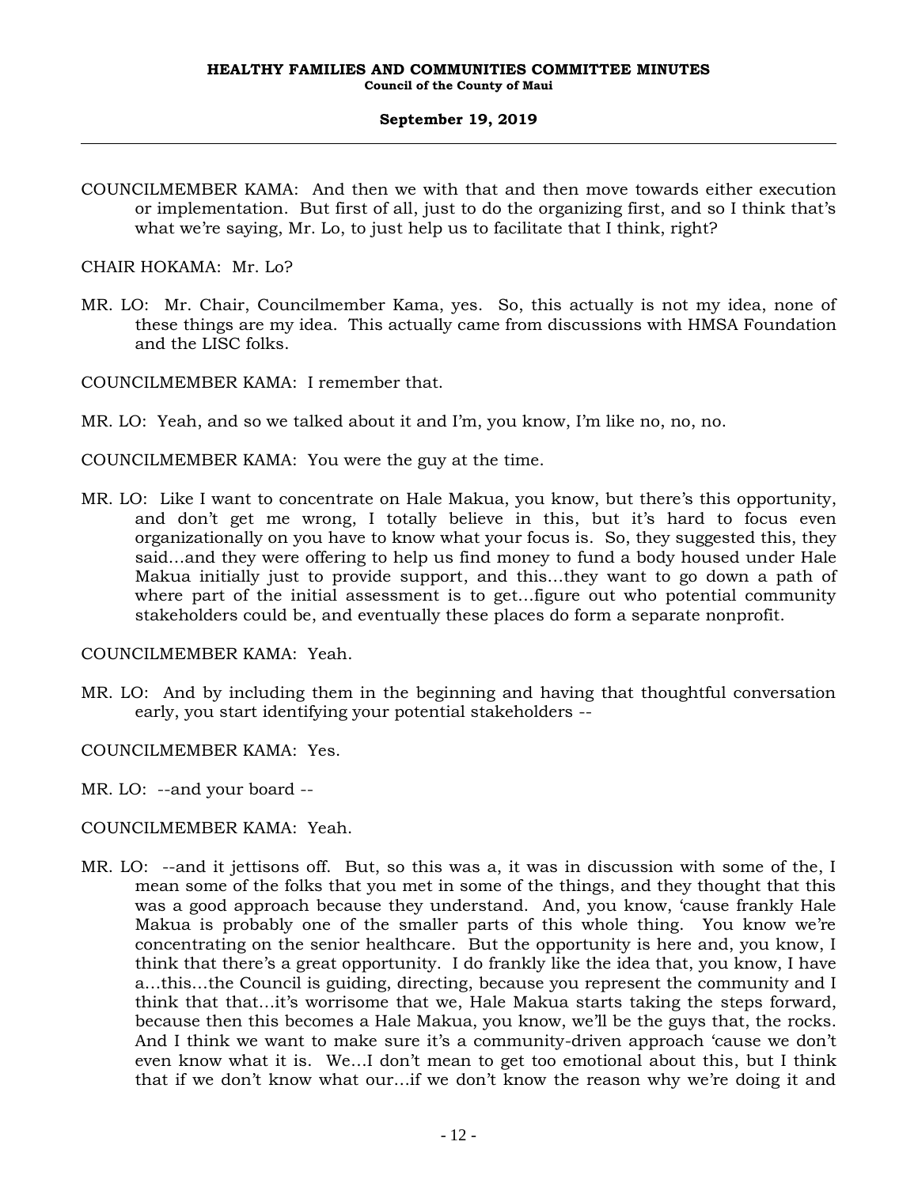COUNCILMEMBER KAMA: And then we with that and then move towards either execution or implementation. But first of all, just to do the organizing first, and so I think that's what we're saying, Mr. Lo, to just help us to facilitate that I think, right?

CHAIR HOKAMA: Mr. Lo?

MR. LO: Mr. Chair, Councilmember Kama, yes. So, this actually is not my idea, none of these things are my idea. This actually came from discussions with HMSA Foundation and the LISC folks.

COUNCILMEMBER KAMA: I remember that.

MR. LO: Yeah, and so we talked about it and I'm, you know, I'm like no, no, no.

COUNCILMEMBER KAMA: You were the guy at the time.

MR. LO: Like I want to concentrate on Hale Makua, you know, but there's this opportunity, and don't get me wrong, I totally believe in this, but it's hard to focus even organizationally on you have to know what your focus is. So, they suggested this, they said…and they were offering to help us find money to fund a body housed under Hale Makua initially just to provide support, and this…they want to go down a path of where part of the initial assessment is to get…figure out who potential community stakeholders could be, and eventually these places do form a separate nonprofit.

COUNCILMEMBER KAMA: Yeah.

MR. LO: And by including them in the beginning and having that thoughtful conversation early, you start identifying your potential stakeholders --

COUNCILMEMBER KAMA: Yes.

MR. LO: --and your board --

COUNCILMEMBER KAMA: Yeah.

MR. LO: --and it jettisons off. But, so this was a, it was in discussion with some of the, I mean some of the folks that you met in some of the things, and they thought that this was a good approach because they understand. And, you know, 'cause frankly Hale Makua is probably one of the smaller parts of this whole thing. You know we're concentrating on the senior healthcare. But the opportunity is here and, you know, I think that there's a great opportunity. I do frankly like the idea that, you know, I have a…this…the Council is guiding, directing, because you represent the community and I think that that…it's worrisome that we, Hale Makua starts taking the steps forward, because then this becomes a Hale Makua, you know, we'll be the guys that, the rocks. And I think we want to make sure it's a community-driven approach 'cause we don't even know what it is. We…I don't mean to get too emotional about this, but I think that if we don't know what our…if we don't know the reason why we're doing it and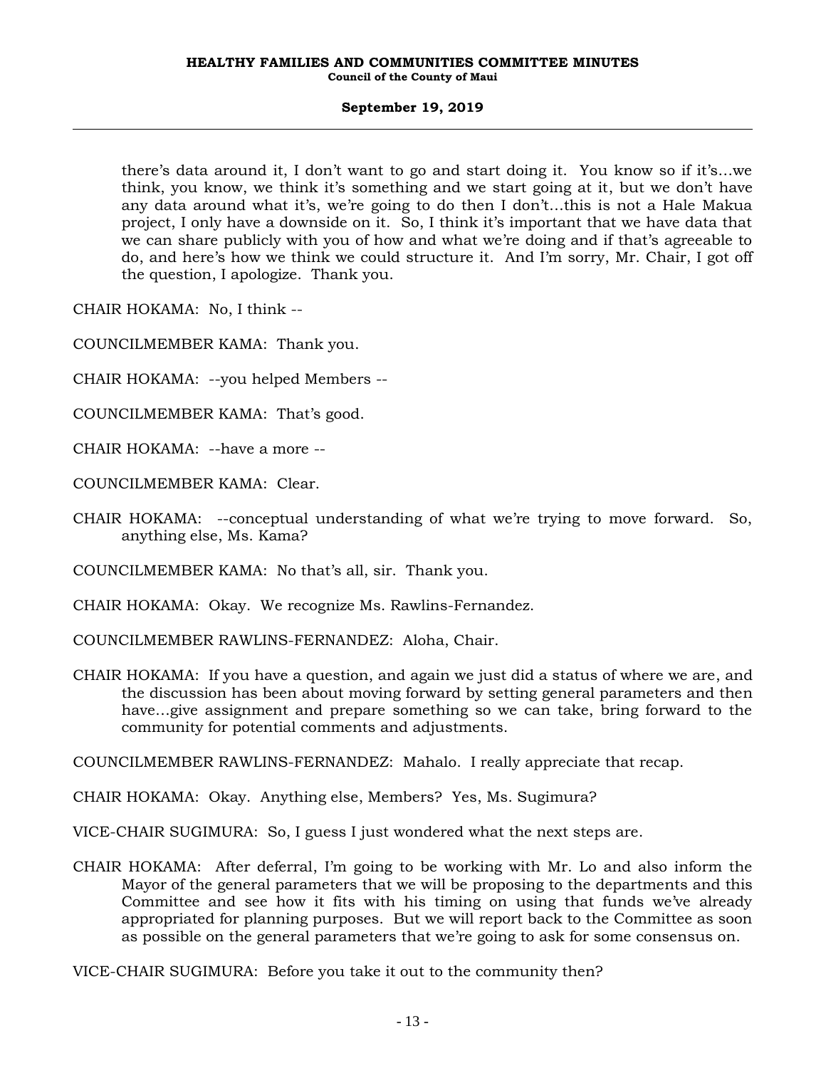there's data around it, I don't want to go and start doing it. You know so if it's…we think, you know, we think it's something and we start going at it, but we don't have any data around what it's, we're going to do then I don't…this is not a Hale Makua project, I only have a downside on it. So, I think it's important that we have data that we can share publicly with you of how and what we're doing and if that's agreeable to do, and here's how we think we could structure it. And I'm sorry, Mr. Chair, I got off the question, I apologize. Thank you.

CHAIR HOKAMA: No, I think --

COUNCILMEMBER KAMA: Thank you.

CHAIR HOKAMA: --you helped Members --

COUNCILMEMBER KAMA: That's good.

CHAIR HOKAMA: --have a more --

COUNCILMEMBER KAMA: Clear.

CHAIR HOKAMA: --conceptual understanding of what we're trying to move forward. So, anything else, Ms. Kama?

COUNCILMEMBER KAMA: No that's all, sir. Thank you.

CHAIR HOKAMA: Okay. We recognize Ms. Rawlins-Fernandez.

COUNCILMEMBER RAWLINS-FERNANDEZ: Aloha, Chair.

CHAIR HOKAMA: If you have a question, and again we just did a status of where we are, and the discussion has been about moving forward by setting general parameters and then have…give assignment and prepare something so we can take, bring forward to the community for potential comments and adjustments.

COUNCILMEMBER RAWLINS-FERNANDEZ: Mahalo. I really appreciate that recap.

CHAIR HOKAMA: Okay. Anything else, Members? Yes, Ms. Sugimura?

VICE-CHAIR SUGIMURA: So, I guess I just wondered what the next steps are.

CHAIR HOKAMA: After deferral, I'm going to be working with Mr. Lo and also inform the Mayor of the general parameters that we will be proposing to the departments and this Committee and see how it fits with his timing on using that funds we've already appropriated for planning purposes. But we will report back to the Committee as soon as possible on the general parameters that we're going to ask for some consensus on.

VICE-CHAIR SUGIMURA: Before you take it out to the community then?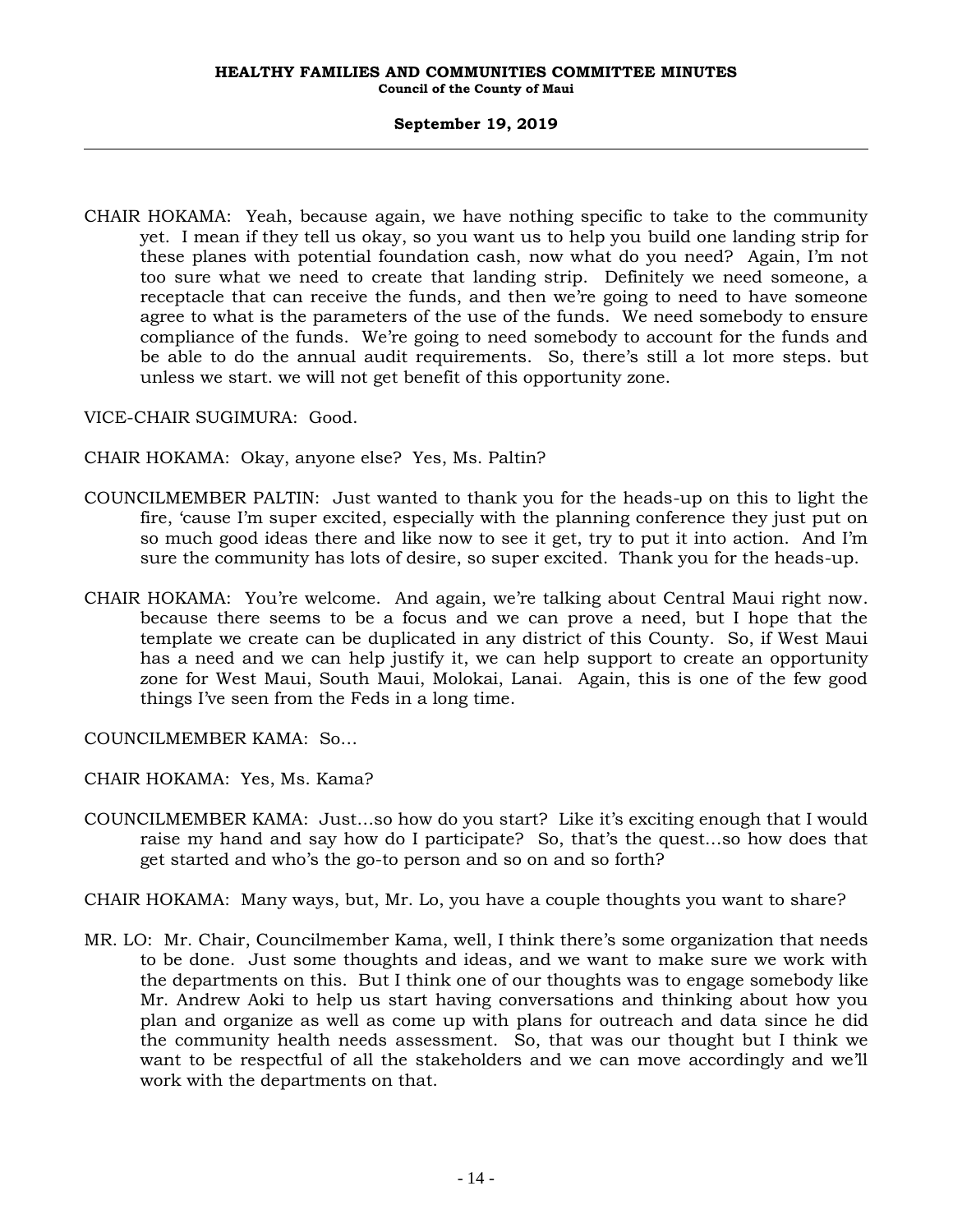CHAIR HOKAMA: Yeah, because again, we have nothing specific to take to the community yet. I mean if they tell us okay, so you want us to help you build one landing strip for these planes with potential foundation cash, now what do you need? Again, I'm not too sure what we need to create that landing strip. Definitely we need someone, a receptacle that can receive the funds, and then we're going to need to have someone agree to what is the parameters of the use of the funds. We need somebody to ensure compliance of the funds. We're going to need somebody to account for the funds and be able to do the annual audit requirements. So, there's still a lot more steps. but unless we start. we will not get benefit of this opportunity zone.

VICE-CHAIR SUGIMURA: Good.

CHAIR HOKAMA: Okay, anyone else? Yes, Ms. Paltin?

COUNCILMEMBER PALTIN: Just wanted to thank you for the heads-up on this to light the fire, 'cause I'm super excited, especially with the planning conference they just put on so much good ideas there and like now to see it get, try to put it into action. And I'm sure the community has lots of desire, so super excited. Thank you for the heads-up.

CHAIR HOKAMA: You're welcome. And again, we're talking about Central Maui right now. because there seems to be a focus and we can prove a need, but I hope that the template we create can be duplicated in any district of this County. So, if West Maui has a need and we can help justify it, we can help support to create an opportunity zone for West Maui, South Maui, Molokai, Lanai. Again, this is one of the few good things I've seen from the Feds in a long time.

COUNCILMEMBER KAMA: So...

CHAIR HOKAMA: Yes, Ms. Kama?

COUNCILMEMBER KAMA: Just...so how do you start? Like it's exciting enough that I would raise my hand and say how do I participate? So, that's the quest...so how does that get started and who's the go-to person and so on and so forth?

CHAIR HOKAMA: Many ways, but, Mr. Lo, you have a couple thoughts you want to share?

MR. LO: Mr. Chair, Councilmember Kama, well, I think there's some organization that needs to be done. Just some thoughts and ideas, and we want to make sure we work with the departments on this. But I think one of our thoughts was to engage somebody like Mr. Andrew Aoki to help us start having conversations and thinking about how you plan and organize as well as come up with plans for outreach and data since he did the community health needs assessment. So, that was our thought but I think we want to be respectful of all the stakeholders and we can move accordingly and we'll work with the departments on that.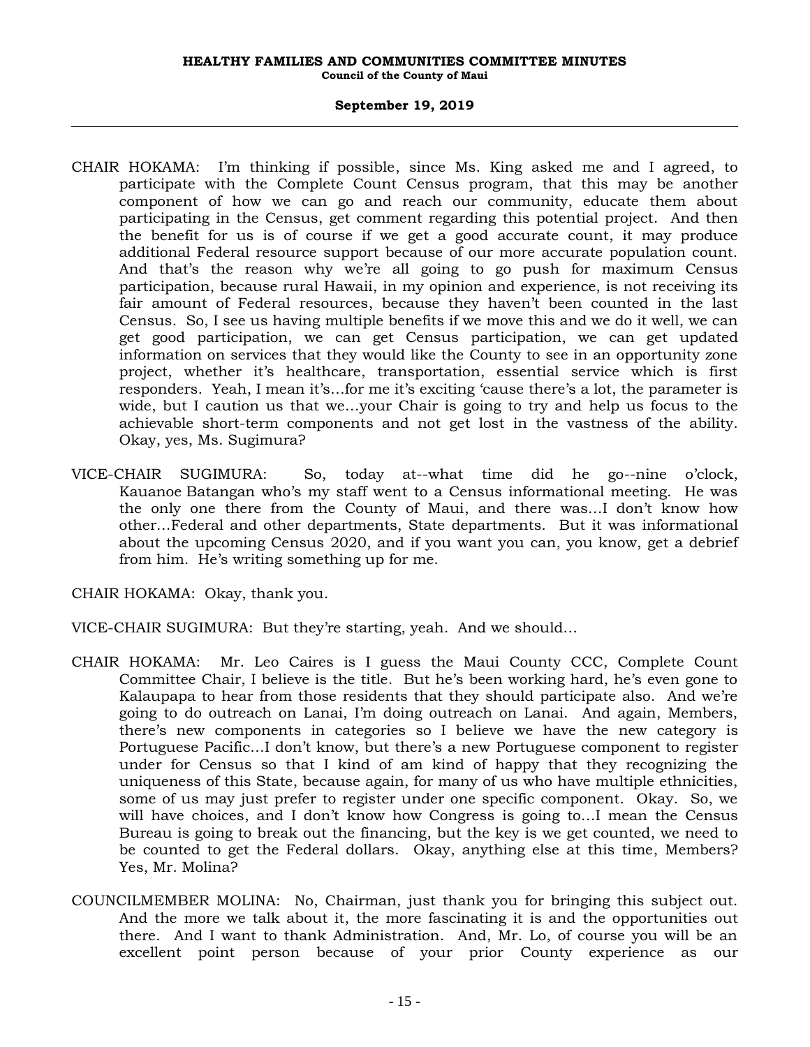CHAIR HOKAMA: I'm thinking if possible, since Ms. King asked me and I agreed, to participate with the Complete Count Census program, that this may be another component of how we can go and reach our community, educate them about participating in the Census, get comment regarding this potential project. And then the benefit for us is of course if we get a good accurate count, it may produce additional Federal resource support because of our more accurate population count. And that's the reason why we're all going to go push for maximum Census participation, because rural Hawaii, in my opinion and experience, is not receiving its fair amount of Federal resources, because they haven't been counted in the last Census. So, I see us having multiple benefits if we move this and we do it well, we can get good participation, we can get Census participation, we can get updated information on services that they would like the County to see in an opportunity zone project, whether it's healthcare, transportation, essential service which is first responders. Yeah, I mean it's...for me it's exciting 'cause there's a lot, the parameter is wide, but I caution us that we...your Chair is going to try and help us focus to the achievable short-term components and not get lost in the vastness of the ability. Okay, yes, Ms. Sugimura?

VICE-CHAIR SUGIMURA: So, today at--what time did he go--nine o'clock, Kauanoe Batangan who's my staff went to a Census informational meeting. He was the only one there from the County of Maui, and there was...I don't know how other...Federal and other departments, State departments. But it was informational about the upcoming Census 2020, and if you want you can, you know, get a debrief from him. He's writing something up for me.

CHAIR HOKAMA: Okay, thank you.

VICE-CHAIR SUGIMURA: But they're starting, yeah. And we should...

CHAIR HOKAMA: Mr. Leo Caires is I guess the Maui County CCC, Complete Count Committee Chair, I believe is the title. But he's been working hard, he's even gone to Kalaupapa to hear from those residents that they should participate also. And we're going to do outreach on Lanai, I'm doing outreach on Lanai. And again, Members, there's new components in categories so I believe we have the new category is Portuguese Pacific...I don't know, but there's a new Portuguese component to register under for Census so that I kind of am kind of happy that they recognizing the uniqueness of this State, because again, for many of us who have multiple ethnicities, some of us may just prefer to register under one specific component. Okay. So, we will have choices, and I don't know how Congress is going to...I mean the Census Bureau is going to break out the financing, but the key is we get counted, we need to be counted to get the Federal dollars. Okay, anything else at this time, Members? Yes, Mr. Molina?

COUNCILMEMBER MOLINA: No, Chairman, just thank you for bringing this subject out. And the more we talk about it, the more fascinating it is and the opportunities out there. And I want to thank Administration. And, Mr. Lo, of course you will be an excellent point person because of your prior County experience as our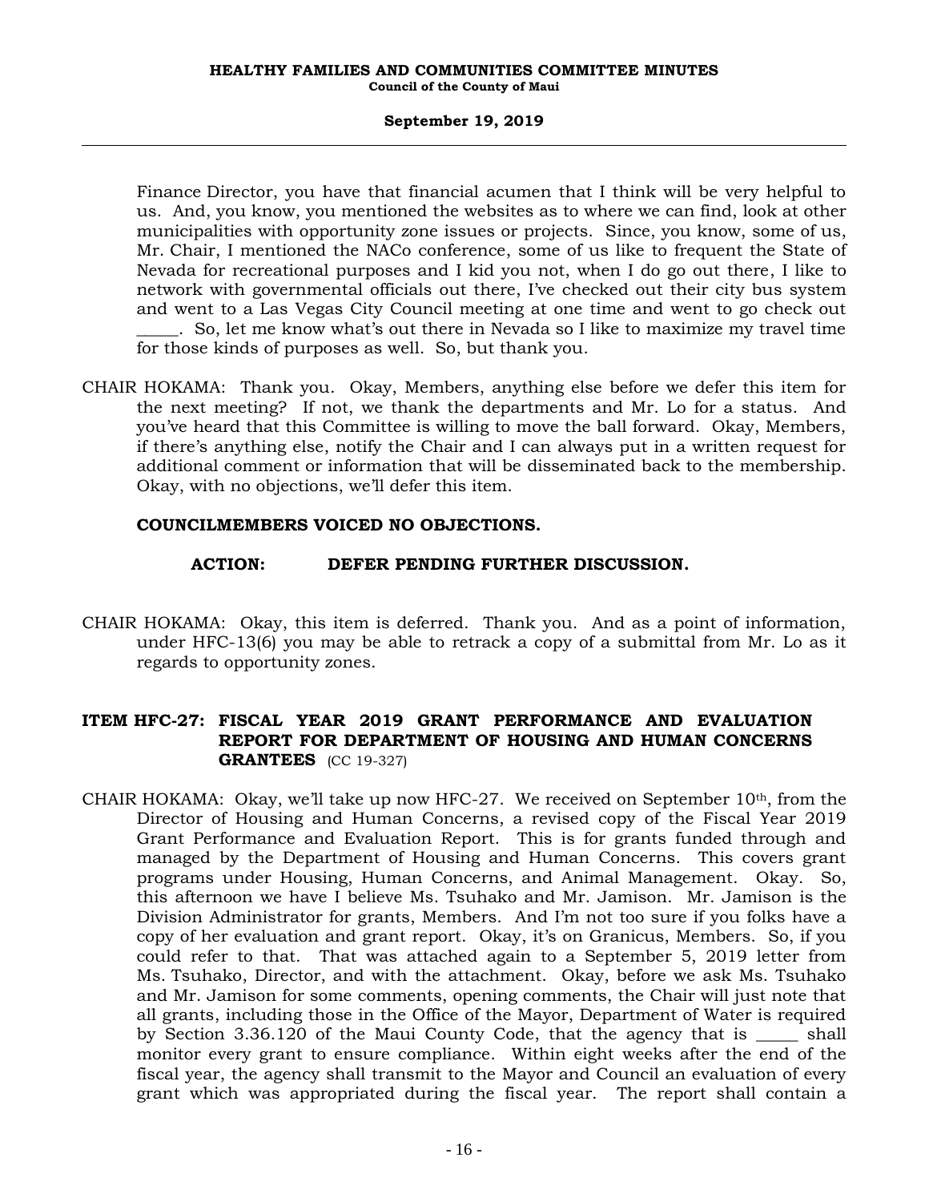Finance Director, you have that financial acumen that I think will be very helpful to us. And, you know, you mentioned the websites as to where we can find, look at other municipalities with opportunity zone issues or projects. Since, you know, some of us, Mr. Chair, I mentioned the NACo conference, some of us like to frequent the State of Nevada for recreational purposes and I kid you not, when I do go out there, I like to network with governmental officials out there, I've checked out their city bus system and went to a Las Vegas City Council meeting at one time and went to go check out _____. So, let me know what's out there in Nevada so I like to maximize my travel time for those kinds of purposes as well. So, but thank you.

CHAIR HOKAMA: Thank you. Okay, Members, anything else before we defer this item for the next meeting? If not, we thank the departments and Mr. Lo for a status. And you've heard that this Committee is willing to move the ball forward. Okay, Members, if there's anything else, notify the Chair and I can always put in a written request for additional comment or information that will be disseminated back to the membership. Okay, with no objections, we'll defer this item.

**COUNCILMEMBERS VOICED NO OBJECTIONS.**

**ACTION: DEFER PENDING FURTHER DISCUSSION.**

CHAIR HOKAMA: Okay, this item is deferred. Thank you. And as a point of information, under HFC-13(6) you may be able to retrack a copy of a submittal from Mr. Lo as it regards to opportunity zones.

## ITEM HFC-27: FISCAL YEAR 2019 GRANT PERFORMANCE AND EVALUATION REPORT FOR DEPARTMENT OF HOUSING AND HUMAN CONCERNS GRANTEES (CC 19-327)

CHAIR HOKAMA: Okay, we'll take up now HFC-27. We received on September 10th, from the Director of Housing and Human Concerns, a revised copy of the Fiscal Year 2019 Grant Performance and Evaluation Report. This is for grants funded through and managed by the Department of Housing and Human Concerns. This covers grant programs under Housing, Human Concerns, and Animal Management. Okay. So, this afternoon we have I believe Ms. Tsuhako and Mr. Jamison. Mr. Jamison is the Division Administrator for grants, Members. And I'm not too sure if you folks have a copy of her evaluation and grant report. Okay, it's on Granicus, Members. So, if you could refer to that. That was attached again to a September 5, 2019 letter from Ms. Tsuhako, Director, and with the attachment. Okay, before we ask Ms. Tsuhako and Mr. Jamison for some comments, opening comments, the Chair will just note that all grants, including those in the Office of the Mayor, Department of Water is required by Section 3.36.120 of the Maui County Code, that the agency that is _____ shall monitor every grant to ensure compliance. Within eight weeks after the end of the fiscal year, the agency shall transmit to the Mayor and Council an evaluation of every grant which was appropriated during the fiscal year. The report shall contain a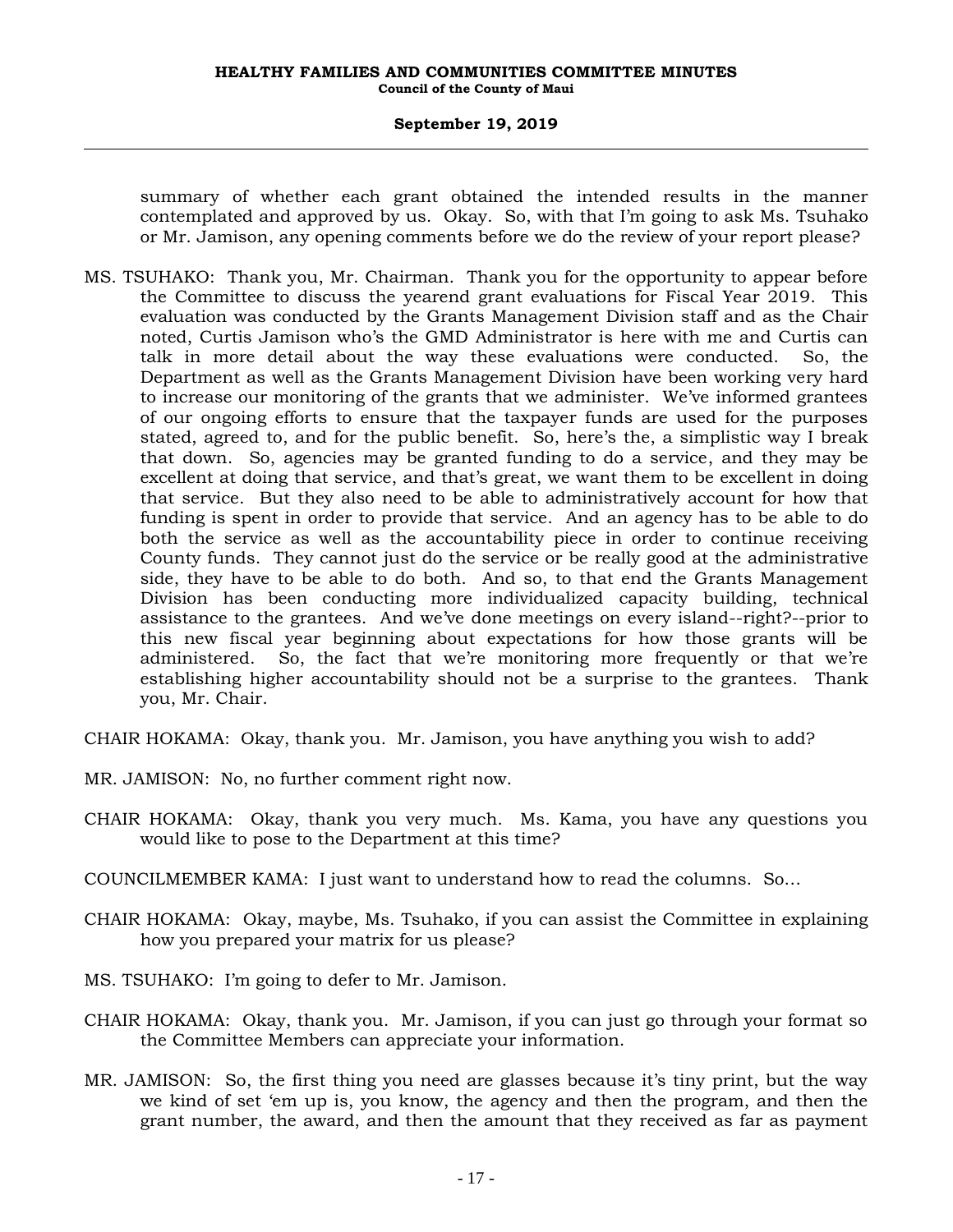summary of whether each grant obtained the intended results in the manner contemplated and approved by us. Okay. So, with that I'm going to ask Ms. Tsuhako or Mr. Jamison, any opening comments before we do the review of your report please?

MS. TSUHAKO: Thank you, Mr. Chairman. Thank you for the opportunity to appear before the Committee to discuss the yearend grant evaluations for Fiscal Year 2019. This evaluation was conducted by the Grants Management Division staff and as the Chair noted, Curtis Jamison who's the GMD Administrator is here with me and Curtis can talk in more detail about the way these evaluations were conducted. So, the Department as well as the Grants Management Division have been working very hard to increase our monitoring of the grants that we administer. We've informed grantees of our ongoing efforts to ensure that the taxpayer funds are used for the purposes stated, agreed to, and for the public benefit. So, here's the, a simplistic way I break that down. So, agencies may be granted funding to do a service, and they may be excellent at doing that service, and that's great, we want them to be excellent in doing that service. But they also need to be able to administratively account for how that funding is spent in order to provide that service. And an agency has to be able to do both the service as well as the accountability piece in order to continue receiving County funds. They cannot just do the service or be really good at the administrative side, they have to be able to do both. And so, to that end the Grants Management Division has been conducting more individualized capacity building, technical assistance to the grantees. And we've done meetings on every island--right?--prior to this new fiscal year beginning about expectations for how those grants will be administered. So, the fact that we're monitoring more frequently or that we're establishing higher accountability should not be a surprise to the grantees. Thank you, Mr. Chair.

CHAIR HOKAMA: Okay, thank you. Mr. Jamison, you have anything you wish to add?

MR. JAMISON: No, no further comment right now.

CHAIR HOKAMA: Okay, thank you very much. Ms. Kama, you have any questions you would like to pose to the Department at this time?

COUNCILMEMBER KAMA: I just want to understand how to read the columns. So…

CHAIR HOKAMA: Okay, maybe, Ms. Tsuhako, if you can assist the Committee in explaining how you prepared your matrix for us please?

MS. TSUHAKO: I'm going to defer to Mr. Jamison.

CHAIR HOKAMA: Okay, thank you. Mr. Jamison, if you can just go through your format so the Committee Members can appreciate your information.

MR. JAMISON: So, the first thing you need are glasses because it's tiny print, but the way we kind of set 'em up is, you know, the agency and then the program, and then the grant number, the award, and then the amount that they received as far as payment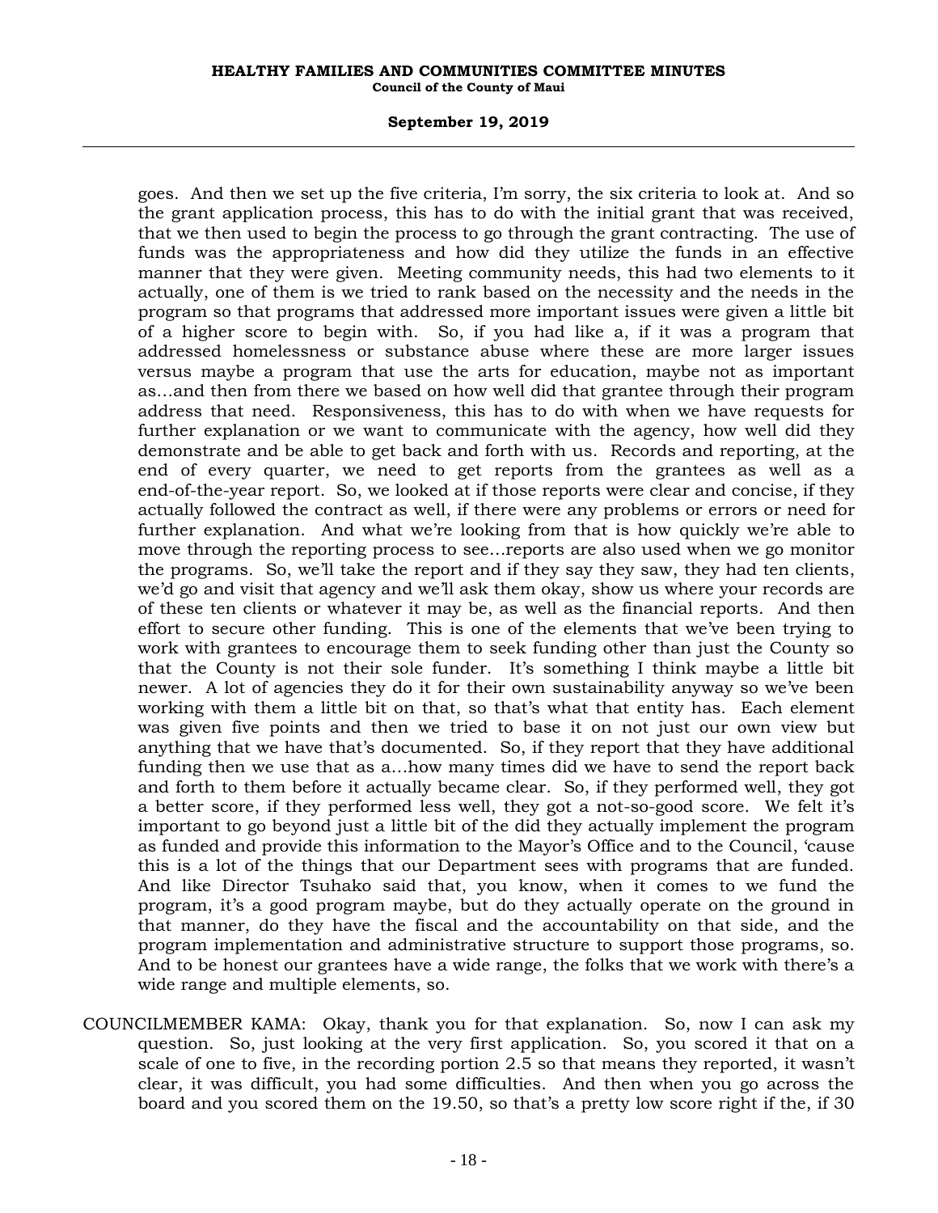goes. And then we set up the five criteria, I'm sorry, the six criteria to look at. And so the grant application process, this has to do with the initial grant that was received, that we then used to begin the process to go through the grant contracting. The use of funds was the appropriateness and how did they utilize the funds in an effective manner that they were given. Meeting community needs, this had two elements to it actually, one of them is we tried to rank based on the necessity and the needs in the program so that programs that addressed more important issues were given a little bit of a higher score to begin with. So, if you had like a, if it was a program that addressed homelessness or substance abuse where these are more larger issues versus maybe a program that use the arts for education, maybe not as important as...and then from there we based on how well did that grantee through their program address that need. Responsiveness, this has to do with when we have requests for further explanation or we want to communicate with the agency, how well did they demonstrate and be able to get back and forth with us. Records and reporting, at the end of every quarter, we need to get reports from the grantees as well as a end-of-the-year report. So, we looked at if those reports were clear and concise, if they actually followed the contract as well, if there were any problems or errors or need for further explanation. And what we're looking from that is how quickly we're able to move through the reporting process to see...reports are also used when we go monitor the programs. So, we'll take the report and if they say they saw, they had ten clients, we'd go and visit that agency and we'll ask them okay, show us where your records are of these ten clients or whatever it may be, as well as the financial reports. And then effort to secure other funding. This is one of the elements that we've been trying to work with grantees to encourage them to seek funding other than just the County so that the County is not their sole funder. It's something I think maybe a little bit newer. A lot of agencies they do it for their own sustainability anyway so we've been working with them a little bit on that, so that's what that entity has. Each element was given five points and then we tried to base it on not just our own view but anything that we have that's documented. So, if they report that they have additional funding then we use that as a...how many times did we have to send the report back and forth to them before it actually became clear. So, if they performed well, they got a better score, if they performed less well, they got a not-so-good score. We felt it's important to go beyond just a little bit of the did they actually implement the program as funded and provide this information to the Mayor's Office and to the Council, 'cause this is a lot of the things that our Department sees with programs that are funded. And like Director Tsuhako said that, you know, when it comes to we fund the program, it's a good program maybe, but do they actually operate on the ground in that manner, do they have the fiscal and the accountability on that side, and the program implementation and administrative structure to support those programs, so. And to be honest our grantees have a wide range, the folks that we work with there's a wide range and multiple elements, so.

COUNCILMEMBER KAMA: Okay, thank you for that explanation. So, now I can ask my question. So, just looking at the very first application. So, you scored it that on a scale of one to five, in the recording portion 2.5 so that means they reported, it wasn't clear, it was difficult, you had some difficulties. And then when you go across the board and you scored them on the 19.50, so that's a pretty low score right if the, if 30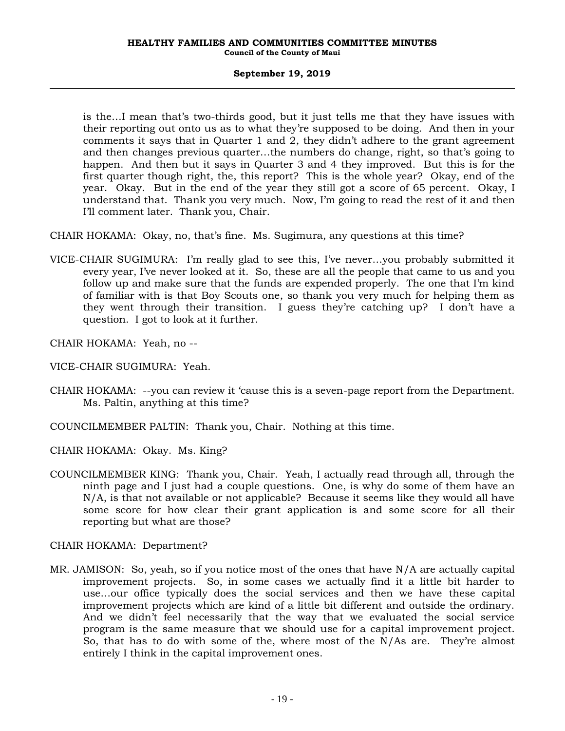is the…I mean that's two-thirds good, but it just tells me that they have issues with their reporting out onto us as to what they're supposed to be doing. And then in your comments it says that in Quarter 1 and 2, they didn't adhere to the grant agreement and then changes previous quarter…the numbers do change, right, so that's going to happen. And then but it says in Quarter 3 and 4 they improved. But this is for the first quarter though right, the, this report? This is the whole year? Okay, end of the year. Okay. But in the end of the year they still got a score of 65 percent. Okay, I understand that. Thank you very much. Now, I'm going to read the rest of it and then I'll comment later. Thank you, Chair.

CHAIR HOKAMA: Okay, no, that's fine. Ms. Sugimura, any questions at this time?

VICE-CHAIR SUGIMURA: I'm really glad to see this, I've never…you probably submitted it every year, I've never looked at it. So, these are all the people that came to us and you follow up and make sure that the funds are expended properly. The one that I'm kind of familiar with is that Boy Scouts one, so thank you very much for helping them as they went through their transition. I guess they're catching up? I don't have a question. I got to look at it further.

CHAIR HOKAMA: Yeah, no --

VICE-CHAIR SUGIMURA: Yeah.

CHAIR HOKAMA: --you can review it 'cause this is a seven-page report from the Department. Ms. Paltin, anything at this time?

COUNCILMEMBER PALTIN: Thank you, Chair. Nothing at this time.

CHAIR HOKAMA: Okay. Ms. King?

COUNCILMEMBER KING: Thank you, Chair. Yeah, I actually read through all, through the ninth page and I just had a couple questions. One, is why do some of them have an N/A, is that not available or not applicable? Because it seems like they would all have some score for how clear their grant application is and some score for all their reporting but what are those?

CHAIR HOKAMA: Department?

MR. JAMISON: So, yeah, so if you notice most of the ones that have N/A are actually capital improvement projects. So, in some cases we actually find it a little bit harder to use…our office typically does the social services and then we have these capital improvement projects which are kind of a little bit different and outside the ordinary. And we didn't feel necessarily that the way that we evaluated the social service program is the same measure that we should use for a capital improvement project. So, that has to do with some of the, where most of the N/As are. They're almost entirely I think in the capital improvement ones.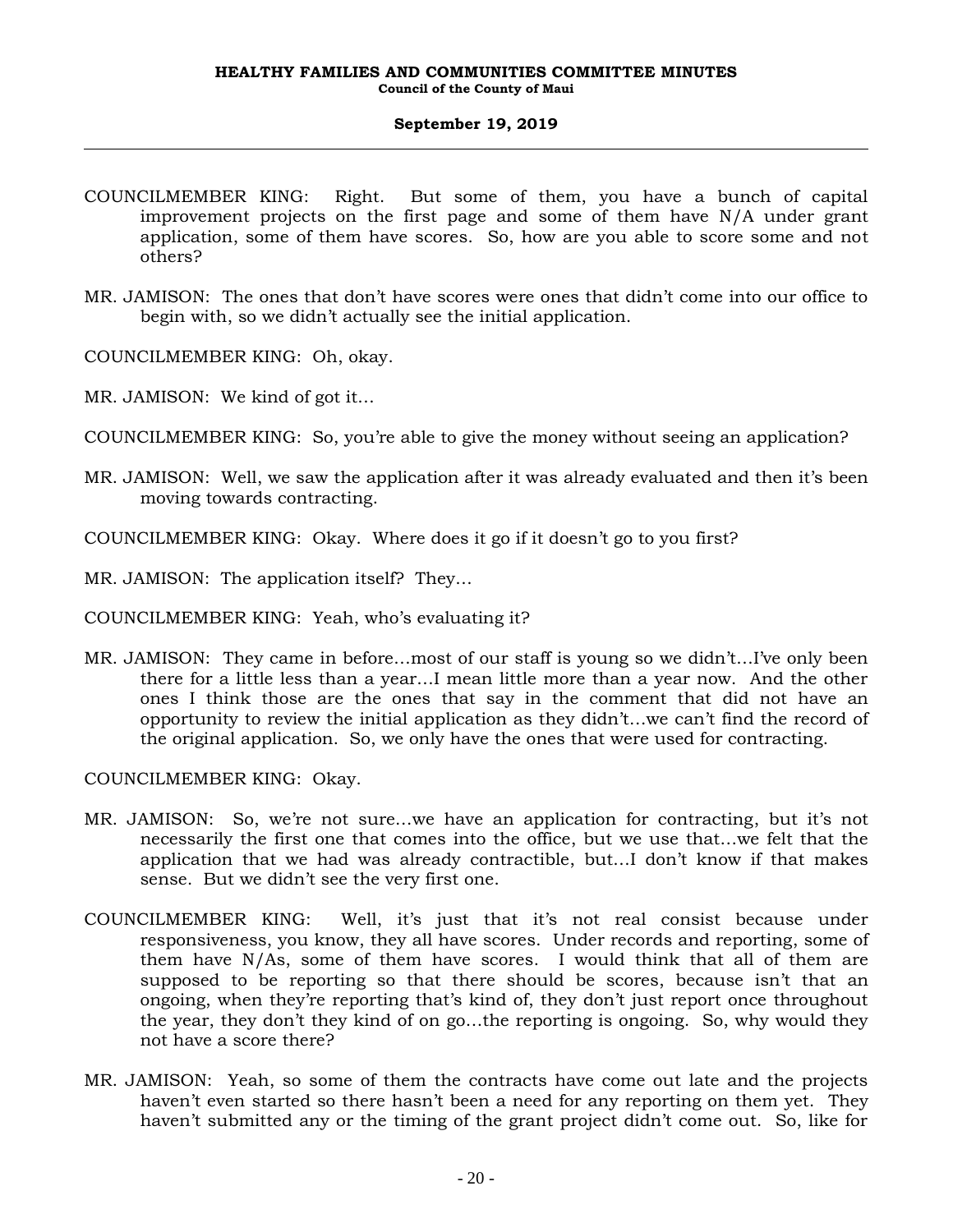COUNCILMEMBER KING: Right. But some of them, you have a bunch of capital improvement projects on the first page and some of them have N/A under grant application, some of them have scores. So, how are you able to score some and not others?

MR. JAMISON: The ones that don't have scores were ones that didn't come into our office to begin with, so we didn't actually see the initial application.

COUNCILMEMBER KING: Oh, okay.

MR. JAMISON: We kind of got it...

COUNCILMEMBER KING: So, you're able to give the money without seeing an application?

MR. JAMISON: Well, we saw the application after it was already evaluated and then it's been moving towards contracting.

COUNCILMEMBER KING: Okay. Where does it go if it doesn't go to you first?

MR. JAMISON: The application itself? They...

COUNCILMEMBER KING: Yeah, who's evaluating it?

MR. JAMISON: They came in before...most of our staff is young so we didn't...I've only been there for a little less than a year...I mean little more than a year now. And the other ones I think those are the ones that say in the comment that did not have an opportunity to review the initial application as they didn't...we can't find the record of the original application. So, we only have the ones that were used for contracting.

COUNCILMEMBER KING: Okay.

MR. JAMISON: So, we're not sure...we have an application for contracting, but it's not necessarily the first one that comes into the office, but we use that...we felt that the application that we had was already contractible, but...I don't know if that makes sense. But we didn't see the very first one.

COUNCILMEMBER KING: Well, it's just that it's not real consist because under responsiveness, you know, they all have scores. Under records and reporting, some of them have N/As, some of them have scores. I would think that all of them are supposed to be reporting so that there should be scores, because isn't that an ongoing, when they're reporting that's kind of, they don't just report once throughout the year, they don't they kind of on go...the reporting is ongoing. So, why would they not have a score there?

MR. JAMISON: Yeah, so some of them the contracts have come out late and the projects haven't even started so there hasn't been a need for any reporting on them yet. They haven't submitted any or the timing of the grant project didn't come out. So, like for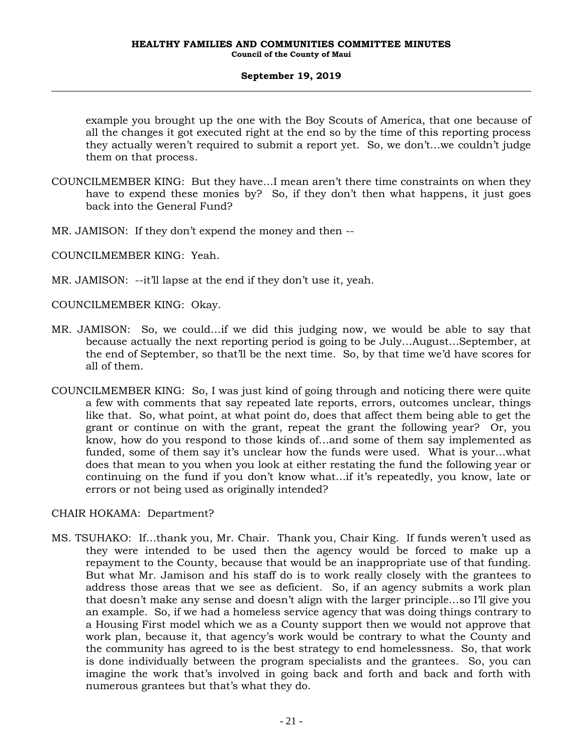example you brought up the one with the Boy Scouts of America, that one because of all the changes it got executed right at the end so by the time of this reporting process they actually weren't required to submit a report yet. So, we don't…we couldn't judge them on that process.

COUNCILMEMBER KING: But they have…I mean aren't there time constraints on when they have to expend these monies by? So, if they don't then what happens, it just goes back into the General Fund?

MR. JAMISON: If they don't expend the money and then --

COUNCILMEMBER KING: Yeah.

MR. JAMISON: --it'll lapse at the end if they don't use it, yeah.

COUNCILMEMBER KING: Okay.

MR. JAMISON: So, we could…if we did this judging now, we would be able to say that because actually the next reporting period is going to be July…August…September, at the end of September, so that'll be the next time. So, by that time we'd have scores for all of them.

COUNCILMEMBER KING: So, I was just kind of going through and noticing there were quite a few with comments that say repeated late reports, errors, outcomes unclear, things like that. So, what point, at what point do, does that affect them being able to get the grant or continue on with the grant, repeat the grant the following year? Or, you know, how do you respond to those kinds of…and some of them say implemented as funded, some of them say it's unclear how the funds were used. What is your…what does that mean to you when you look at either restating the fund the following year or continuing on the fund if you don't know what…if it's repeatedly, you know, late or errors or not being used as originally intended?

CHAIR HOKAMA: Department?

MS. TSUHAKO: If…thank you, Mr. Chair. Thank you, Chair King. If funds weren't used as they were intended to be used then the agency would be forced to make up a repayment to the County, because that would be an inappropriate use of that funding. But what Mr. Jamison and his staff do is to work really closely with the grantees to address those areas that we see as deficient. So, if an agency submits a work plan that doesn't make any sense and doesn't align with the larger principle…so I'll give you an example. So, if we had a homeless service agency that was doing things contrary to a Housing First model which we as a County support then we would not approve that work plan, because it, that agency's work would be contrary to what the County and the community has agreed to is the best strategy to end homelessness. So, that work is done individually between the program specialists and the grantees. So, you can imagine the work that's involved in going back and forth and back and forth with numerous grantees but that's what they do.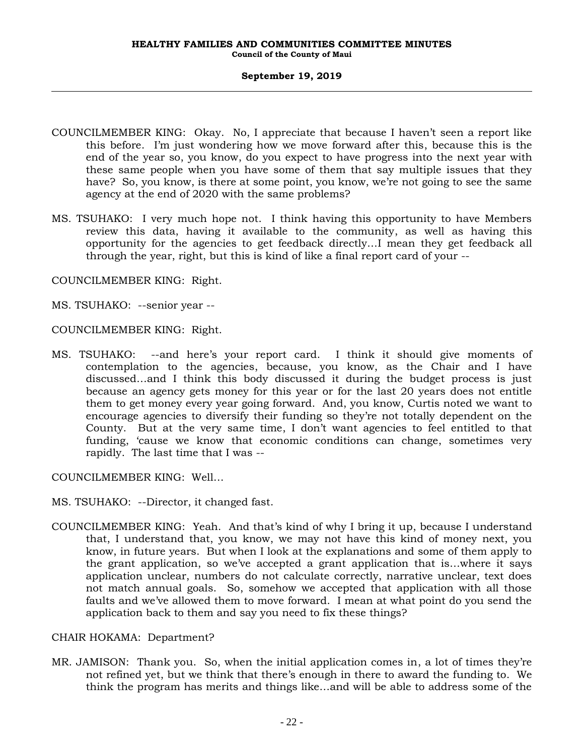COUNCILMEMBER KING: Okay. No, I appreciate that because I haven't seen a report like this before. I'm just wondering how we move forward after this, because this is the end of the year so, you know, do you expect to have progress into the next year with these same people when you have some of them that say multiple issues that they have? So, you know, is there at some point, you know, we're not going to see the same agency at the end of 2020 with the same problems?

MS. TSUHAKO: I very much hope not. I think having this opportunity to have Members review this data, having it available to the community, as well as having this opportunity for the agencies to get feedback directly...I mean they get feedback all through the year, right, but this is kind of like a final report card of your --

COUNCILMEMBER KING: Right.

MS. TSUHAKO: --senior year --

COUNCILMEMBER KING: Right.

MS. TSUHAKO: --and here's your report card. I think it should give moments of contemplation to the agencies, because, you know, as the Chair and I have discussed...and I think this body discussed it during the budget process is just because an agency gets money for this year or for the last 20 years does not entitle them to get money every year going forward. And, you know, Curtis noted we want to encourage agencies to diversify their funding so they're not totally dependent on the County. But at the very same time, I don't want agencies to feel entitled to that funding, 'cause we know that economic conditions can change, sometimes very rapidly. The last time that I was --

COUNCILMEMBER KING: Well...

MS. TSUHAKO: --Director, it changed fast.

COUNCILMEMBER KING: Yeah. And that's kind of why I bring it up, because I understand that, I understand that, you know, we may not have this kind of money next, you know, in future years. But when I look at the explanations and some of them apply to the grant application, so we've accepted a grant application that is...where it says application unclear, numbers do not calculate correctly, narrative unclear, text does not match annual goals. So, somehow we accepted that application with all those faults and we've allowed them to move forward. I mean at what point do you send the application back to them and say you need to fix these things?

CHAIR HOKAMA: Department?

MR. JAMISON: Thank you. So, when the initial application comes in, a lot of times they're not refined yet, but we think that there's enough in there to award the funding to. We think the program has merits and things like...and will be able to address some of the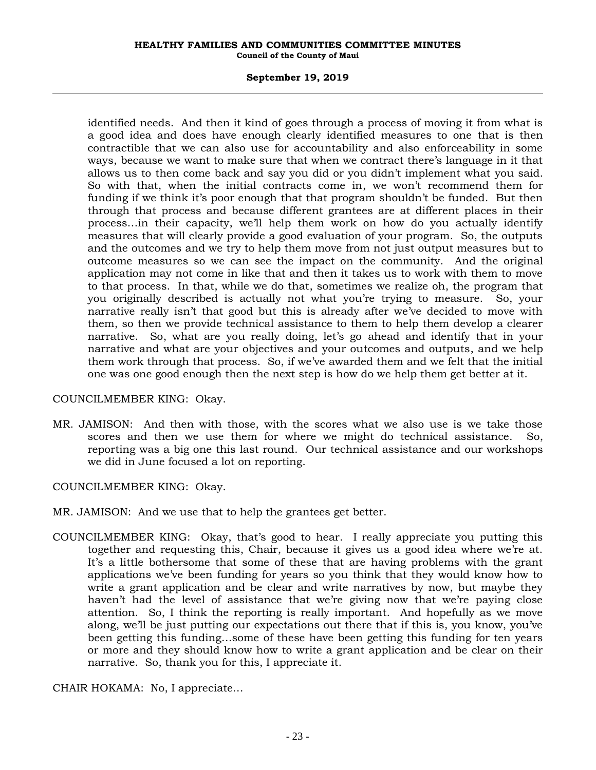identified needs. And then it kind of goes through a process of moving it from what is a good idea and does have enough clearly identified measures to one that is then contractible that we can also use for accountability and also enforceability in some ways, because we want to make sure that when we contract there's language in it that allows us to then come back and say you did or you didn't implement what you said. So with that, when the initial contracts come in, we won't recommend them for funding if we think it's poor enough that that program shouldn't be funded. But then through that process and because different grantees are at different places in their process...in their capacity, we'll help them work on how do you actually identify measures that will clearly provide a good evaluation of your program. So, the outputs and the outcomes and we try to help them move from not just output measures but to outcome measures so we can see the impact on the community. And the original application may not come in like that and then it takes us to work with them to move to that process. In that, while we do that, sometimes we realize oh, the program that you originally described is actually not what you're trying to measure. So, your narrative really isn't that good but this is already after we've decided to move with them, so then we provide technical assistance to them to help them develop a clearer narrative. So, what are you really doing, let's go ahead and identify that in your narrative and what are your objectives and your outcomes and outputs, and we help them work through that process. So, if we've awarded them and we felt that the initial one was one good enough then the next step is how do we help them get better at it.

COUNCILMEMBER KING: Okay.

MR. JAMISON: And then with those, with the scores what we also use is we take those scores and then we use them for where we might do technical assistance. So, reporting was a big one this last round. Our technical assistance and our workshops we did in June focused a lot on reporting.

COUNCILMEMBER KING: Okay.

MR. JAMISON: And we use that to help the grantees get better.

COUNCILMEMBER KING: Okay, that's good to hear. I really appreciate you putting this together and requesting this, Chair, because it gives us a good idea where we're at. It's a little bothersome that some of these that are having problems with the grant applications we've been funding for years so you think that they would know how to write a grant application and be clear and write narratives by now, but maybe they haven't had the level of assistance that we're giving now that we're paying close attention. So, I think the reporting is really important. And hopefully as we move along, we'll be just putting our expectations out there that if this is, you know, you've been getting this funding...some of these have been getting this funding for ten years or more and they should know how to write a grant application and be clear on their narrative. So, thank you for this, I appreciate it.

CHAIR HOKAMA: No, I appreciate...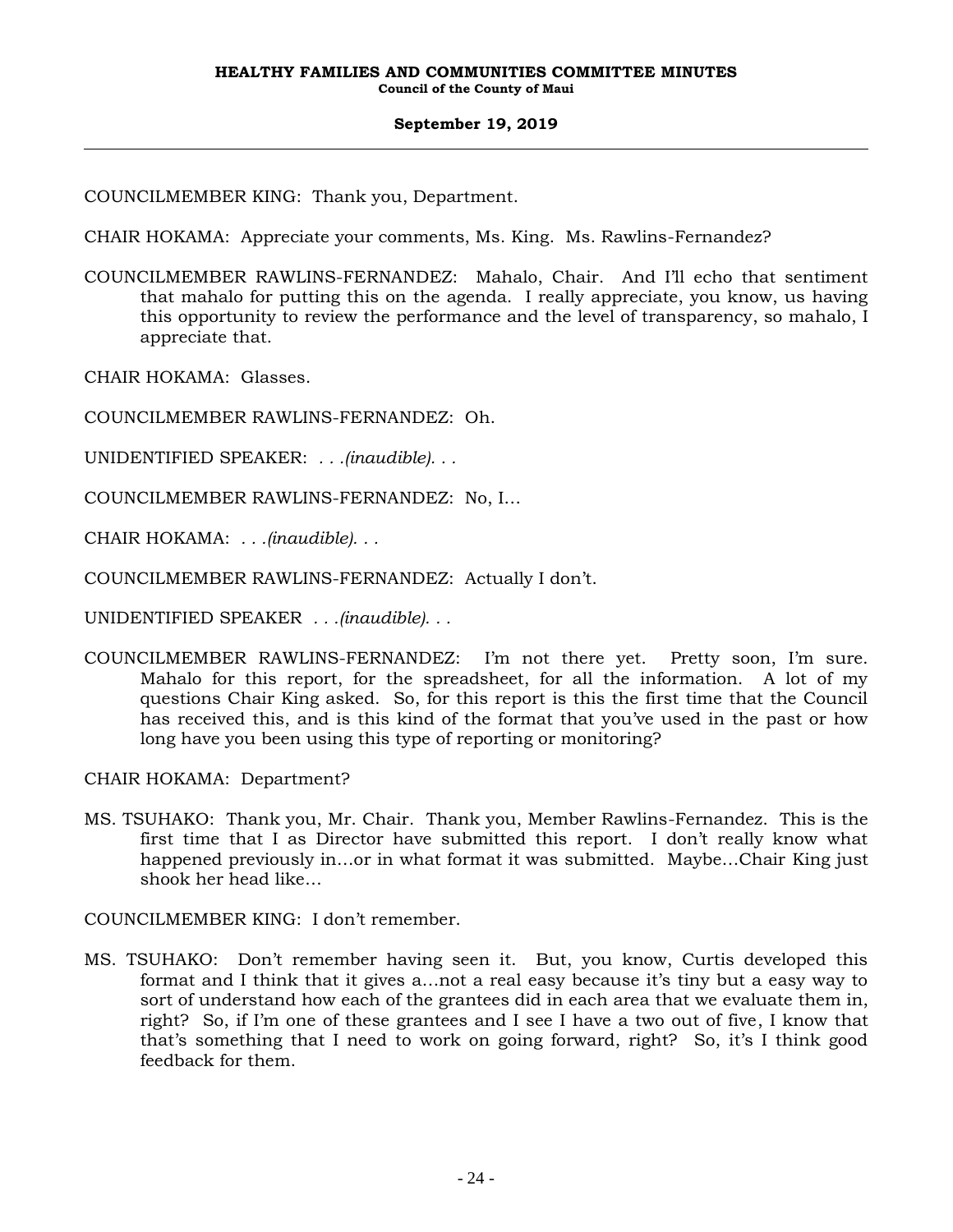COUNCILMEMBER KING: Thank you, Department.

CHAIR HOKAMA: Appreciate your comments, Ms. King. Ms. Rawlins-Fernandez?

COUNCILMEMBER RAWLINS-FERNANDEZ: Mahalo, Chair. And I'll echo that sentiment that mahalo for putting this on the agenda. I really appreciate, you know, us having this opportunity to review the performance and the level of transparency, so mahalo, I appreciate that.

CHAIR HOKAMA: Glasses.

COUNCILMEMBER RAWLINS-FERNANDEZ: Oh.

UNIDENTIFIED SPEAKER: *. . .(inaudible). . .*

COUNCILMEMBER RAWLINS-FERNANDEZ: No, I…

CHAIR HOKAMA: *. . .(inaudible). . .*

COUNCILMEMBER RAWLINS-FERNANDEZ: Actually I don't.

UNIDENTIFIED SPEAKER *. . .(inaudible). . .*

COUNCILMEMBER RAWLINS-FERNANDEZ: I'm not there yet. Pretty soon, I'm sure. Mahalo for this report, for the spreadsheet, for all the information. A lot of my questions Chair King asked. So, for this report is this the first time that the Council has received this, and is this kind of the format that you've used in the past or how long have you been using this type of reporting or monitoring?

CHAIR HOKAMA: Department?

MS. TSUHAKO: Thank you, Mr. Chair. Thank you, Member Rawlins-Fernandez. This is the first time that I as Director have submitted this report. I don't really know what happened previously in…or in what format it was submitted. Maybe…Chair King just shook her head like…

COUNCILMEMBER KING: I don't remember.

MS. TSUHAKO: Don't remember having seen it. But, you know, Curtis developed this format and I think that it gives a…not a real easy because it's tiny but a easy way to sort of understand how each of the grantees did in each area that we evaluate them in, right? So, if I'm one of these grantees and I see I have a two out of five, I know that that's something that I need to work on going forward, right? So, it's I think good feedback for them.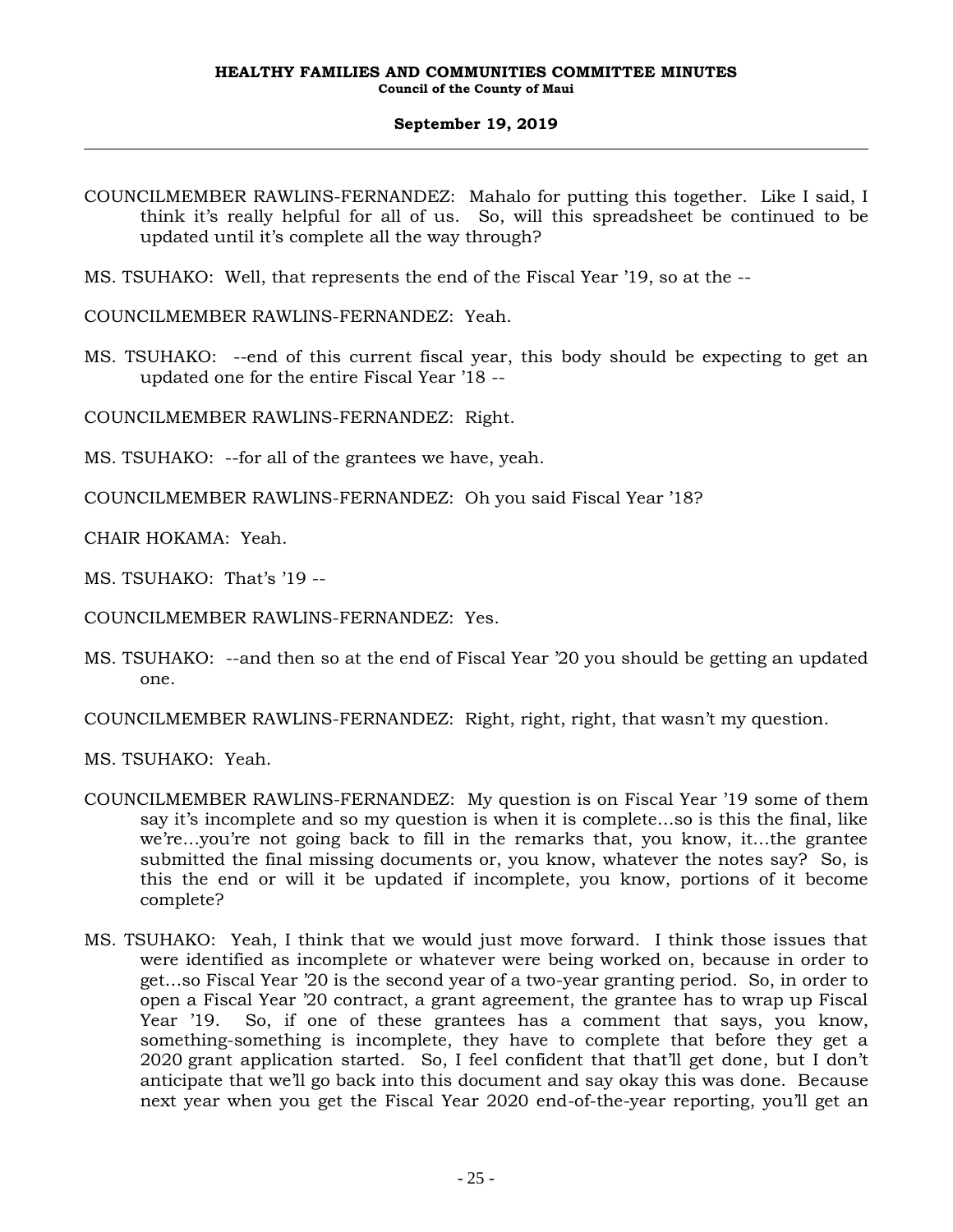COUNCILMEMBER RAWLINS-FERNANDEZ: Mahalo for putting this together. Like I said, I think it's really helpful for all of us. So, will this spreadsheet be continued to be updated until it's complete all the way through?

MS. TSUHAKO: Well, that represents the end of the Fiscal Year '19, so at the --

COUNCILMEMBER RAWLINS-FERNANDEZ: Yeah.

MS. TSUHAKO: --end of this current fiscal year, this body should be expecting to get an updated one for the entire Fiscal Year '18 --

COUNCILMEMBER RAWLINS-FERNANDEZ: Right.

MS. TSUHAKO: --for all of the grantees we have, yeah.

COUNCILMEMBER RAWLINS-FERNANDEZ: Oh you said Fiscal Year '18?

CHAIR HOKAMA: Yeah.

MS. TSUHAKO: That's '19 --

COUNCILMEMBER RAWLINS-FERNANDEZ: Yes.

MS. TSUHAKO: --and then so at the end of Fiscal Year '20 you should be getting an updated one.

COUNCILMEMBER RAWLINS-FERNANDEZ: Right, right, right, that wasn't my question.

MS. TSUHAKO: Yeah.

COUNCILMEMBER RAWLINS-FERNANDEZ: My question is on Fiscal Year '19 some of them say it's incomplete and so my question is when it is complete…so is this the final, like we're…you're not going back to fill in the remarks that, you know, it…the grantee submitted the final missing documents or, you know, whatever the notes say? So, is this the end or will it be updated if incomplete, you know, portions of it become complete?

MS. TSUHAKO: Yeah, I think that we would just move forward. I think those issues that were identified as incomplete or whatever were being worked on, because in order to get…so Fiscal Year '20 is the second year of a two-year granting period. So, in order to open a Fiscal Year '20 contract, a grant agreement, the grantee has to wrap up Fiscal Year '19. So, if one of these grantees has a comment that says, you know, something-something is incomplete, they have to complete that before they get a 2020 grant application started. So, I feel confident that that'll get done, but I don't anticipate that we'll go back into this document and say okay this was done. Because next year when you get the Fiscal Year 2020 end-of-the-year reporting, you'll get an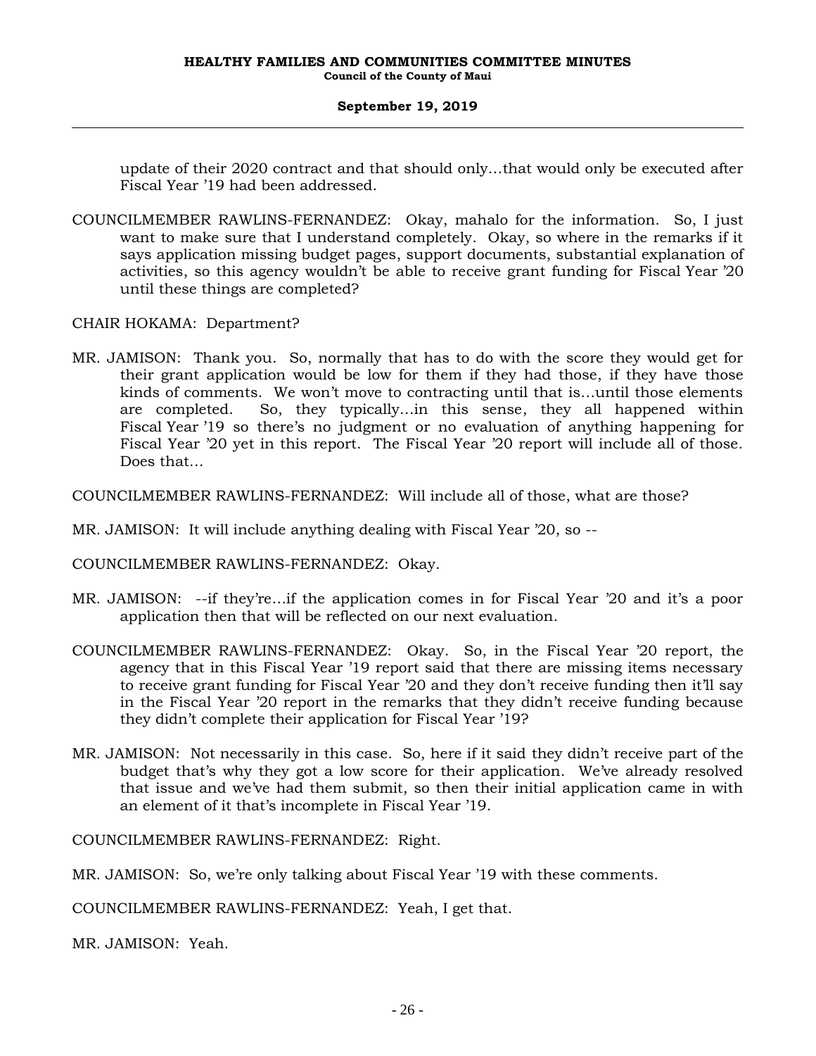update of their 2020 contract and that should only…that would only be executed after Fiscal Year '19 had been addressed.

COUNCILMEMBER RAWLINS-FERNANDEZ: Okay, mahalo for the information. So, I just want to make sure that I understand completely. Okay, so where in the remarks if it says application missing budget pages, support documents, substantial explanation of activities, so this agency wouldn't be able to receive grant funding for Fiscal Year '20 until these things are completed?

CHAIR HOKAMA: Department?

MR. JAMISON: Thank you. So, normally that has to do with the score they would get for their grant application would be low for them if they had those, if they have those kinds of comments. We won't move to contracting until that is…until those elements are completed. So, they typically…in this sense, they all happened within Fiscal Year '19 so there's no judgment or no evaluation of anything happening for Fiscal Year '20 yet in this report. The Fiscal Year '20 report will include all of those. Does that…

COUNCILMEMBER RAWLINS-FERNANDEZ: Will include all of those, what are those?

MR. JAMISON: It will include anything dealing with Fiscal Year '20, so --

COUNCILMEMBER RAWLINS-FERNANDEZ: Okay.

MR. JAMISON: --if they're…if the application comes in for Fiscal Year '20 and it's a poor application then that will be reflected on our next evaluation.

COUNCILMEMBER RAWLINS-FERNANDEZ: Okay. So, in the Fiscal Year '20 report, the agency that in this Fiscal Year '19 report said that there are missing items necessary to receive grant funding for Fiscal Year '20 and they don't receive funding then it'll say in the Fiscal Year '20 report in the remarks that they didn't receive funding because they didn't complete their application for Fiscal Year '19?

MR. JAMISON: Not necessarily in this case. So, here if it said they didn't receive part of the budget that's why they got a low score for their application. We've already resolved that issue and we've had them submit, so then their initial application came in with an element of it that's incomplete in Fiscal Year '19.

COUNCILMEMBER RAWLINS-FERNANDEZ: Right.

MR. JAMISON: So, we're only talking about Fiscal Year '19 with these comments.

COUNCILMEMBER RAWLINS-FERNANDEZ: Yeah, I get that.

MR. JAMISON: Yeah.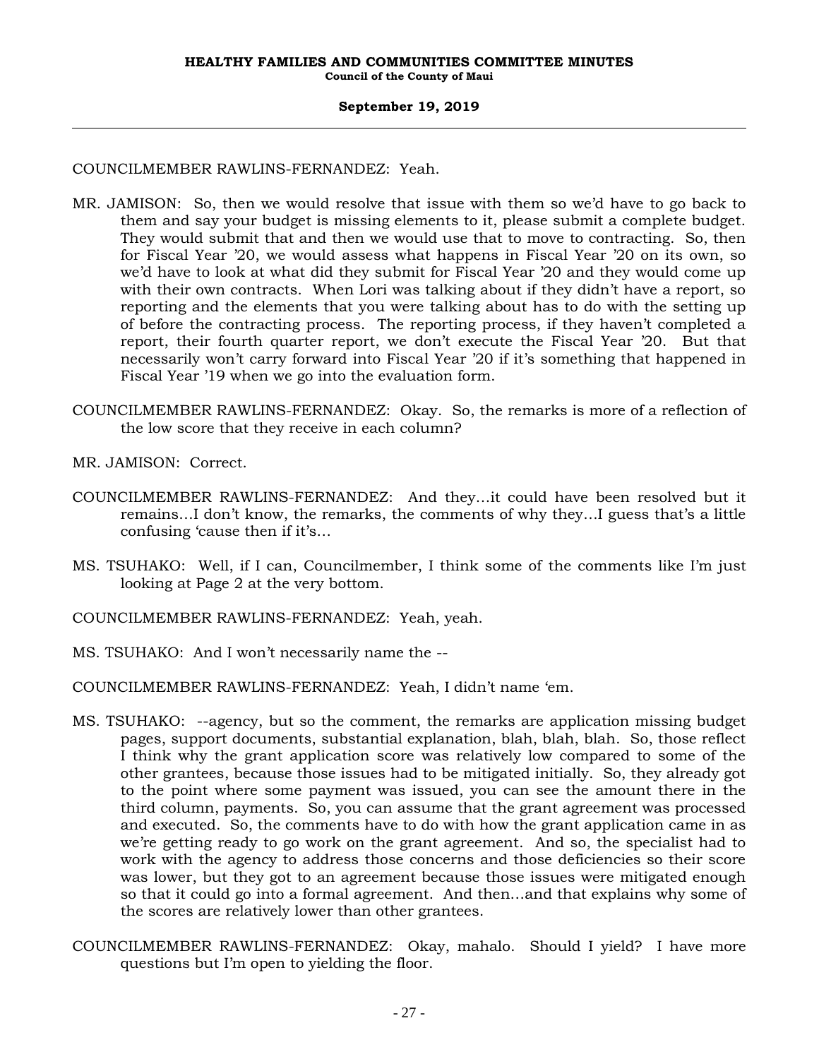COUNCILMEMBER RAWLINS-FERNANDEZ: Yeah.

MR. JAMISON: So, then we would resolve that issue with them so we'd have to go back to them and say your budget is missing elements to it, please submit a complete budget. They would submit that and then we would use that to move to contracting. So, then for Fiscal Year '20, we would assess what happens in Fiscal Year '20 on its own, so we'd have to look at what did they submit for Fiscal Year '20 and they would come up with their own contracts. When Lori was talking about if they didn't have a report, so reporting and the elements that you were talking about has to do with the setting up of before the contracting process. The reporting process, if they haven't completed a report, their fourth quarter report, we don't execute the Fiscal Year '20. But that necessarily won't carry forward into Fiscal Year '20 if it's something that happened in Fiscal Year '19 when we go into the evaluation form.

COUNCILMEMBER RAWLINS-FERNANDEZ: Okay. So, the remarks is more of a reflection of the low score that they receive in each column?

MR. JAMISON: Correct.

COUNCILMEMBER RAWLINS-FERNANDEZ: And they...it could have been resolved but it remains...I don't know, the remarks, the comments of why they...I guess that's a little confusing 'cause then if it's...

MS. TSUHAKO: Well, if I can, Councilmember, I think some of the comments like I'm just looking at Page 2 at the very bottom.

COUNCILMEMBER RAWLINS-FERNANDEZ: Yeah, yeah.

MS. TSUHAKO: And I won't necessarily name the --

COUNCILMEMBER RAWLINS-FERNANDEZ: Yeah, I didn't name 'em.

MS. TSUHAKO: --agency, but so the comment, the remarks are application missing budget pages, support documents, substantial explanation, blah, blah, blah. So, those reflect I think why the grant application score was relatively low compared to some of the other grantees, because those issues had to be mitigated initially. So, they already got to the point where some payment was issued, you can see the amount there in the third column, payments. So, you can assume that the grant agreement was processed and executed. So, the comments have to do with how the grant application came in as we're getting ready to go work on the grant agreement. And so, the specialist had to work with the agency to address those concerns and those deficiencies so their score was lower, but they got to an agreement because those issues were mitigated enough so that it could go into a formal agreement. And then...and that explains why some of the scores are relatively lower than other grantees.

COUNCILMEMBER RAWLINS-FERNANDEZ: Okay, mahalo. Should I yield? I have more questions but I'm open to yielding the floor.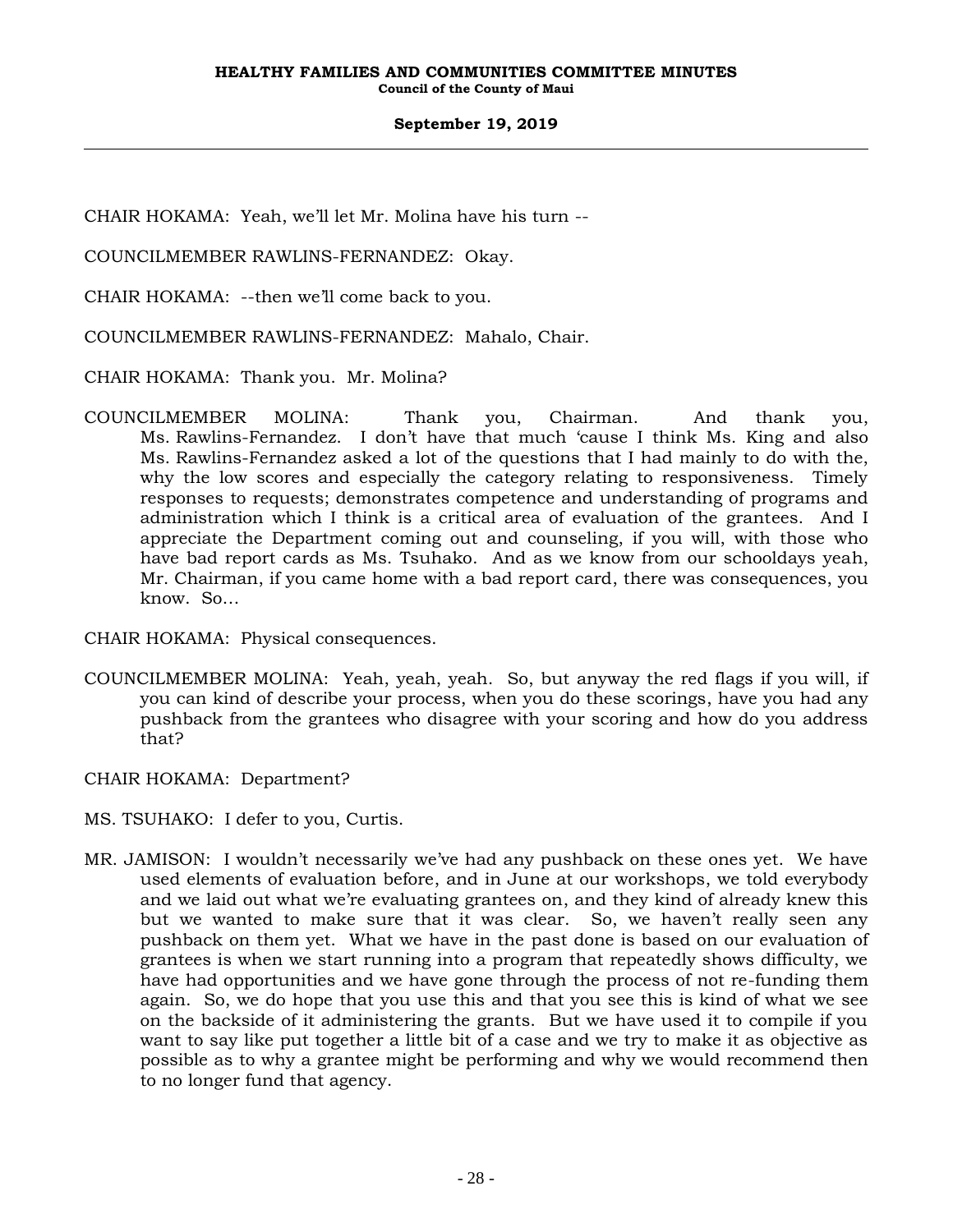CHAIR HOKAMA: Yeah, we'll let Mr. Molina have his turn --

COUNCILMEMBER RAWLINS-FERNANDEZ: Okay.

CHAIR HOKAMA: --then we'll come back to you.

COUNCILMEMBER RAWLINS-FERNANDEZ: Mahalo, Chair.

CHAIR HOKAMA: Thank you. Mr. Molina?

COUNCILMEMBER MOLINA: Thank you, Chairman. And thank you, Ms. Rawlins-Fernandez. I don't have that much 'cause I think Ms. King and also Ms. Rawlins-Fernandez asked a lot of the questions that I had mainly to do with the, why the low scores and especially the category relating to responsiveness. Timely responses to requests; demonstrates competence and understanding of programs and administration which I think is a critical area of evaluation of the grantees. And I appreciate the Department coming out and counseling, if you will, with those who have bad report cards as Ms. Tsuhako. And as we know from our schooldays yeah, Mr. Chairman, if you came home with a bad report card, there was consequences, you know. So...

CHAIR HOKAMA: Physical consequences.

COUNCILMEMBER MOLINA: Yeah, yeah, yeah. So, but anyway the red flags if you will, if you can kind of describe your process, when you do these scorings, have you had any pushback from the grantees who disagree with your scoring and how do you address that?

CHAIR HOKAMA: Department?

MS. TSUHAKO: I defer to you, Curtis.

MR. JAMISON: I wouldn't necessarily we've had any pushback on these ones yet. We have used elements of evaluation before, and in June at our workshops, we told everybody and we laid out what we're evaluating grantees on, and they kind of already knew this but we wanted to make sure that it was clear. So, we haven't really seen any pushback on them yet. What we have in the past done is based on our evaluation of grantees is when we start running into a program that repeatedly shows difficulty, we have had opportunities and we have gone through the process of not re-funding them again. So, we do hope that you use this and that you see this is kind of what we see on the backside of it administering the grants. But we have used it to compile if you want to say like put together a little bit of a case and we try to make it as objective as possible as to why a grantee might be performing and why we would recommend then to no longer fund that agency.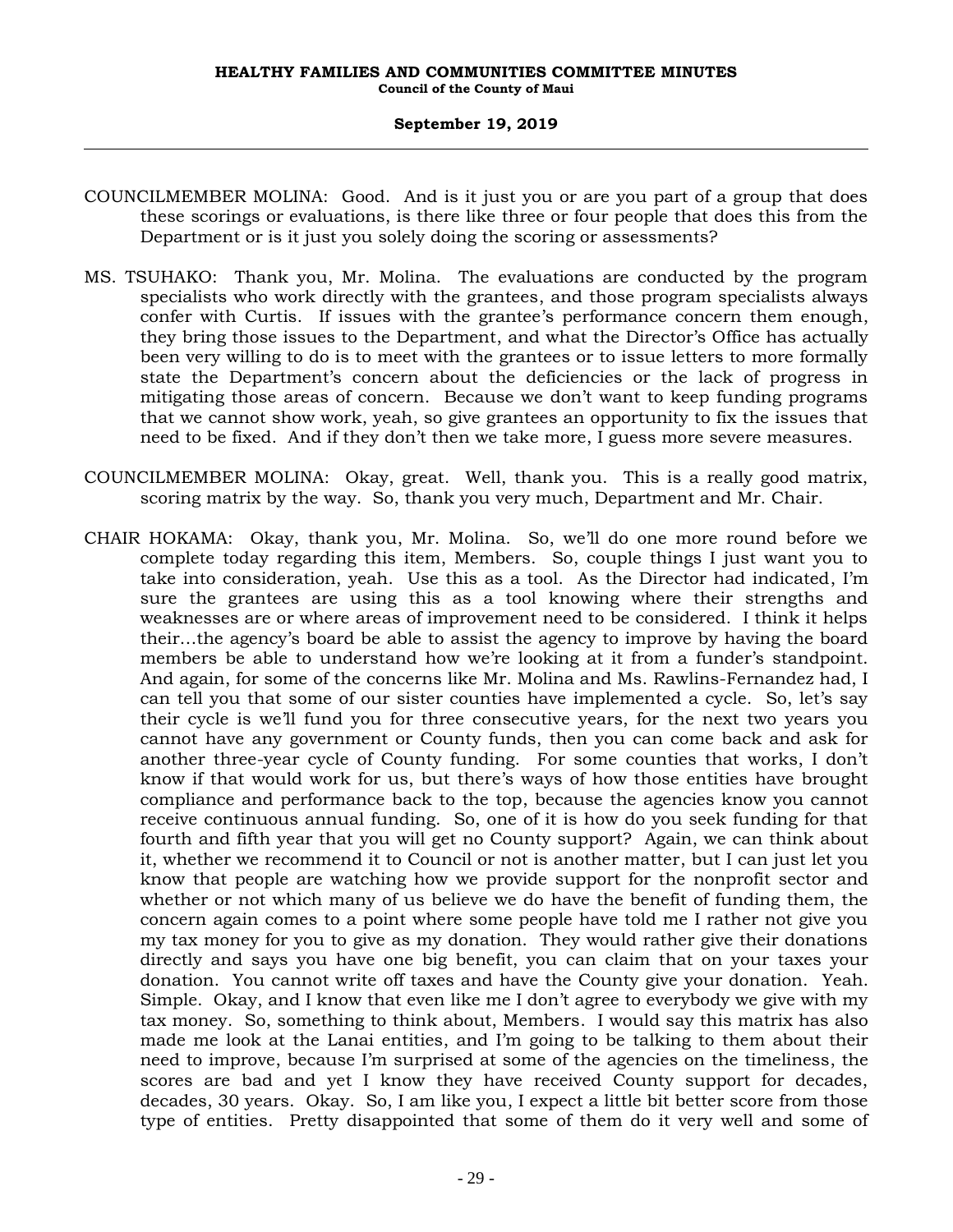COUNCILMEMBER MOLINA: Good. And is it just you or are you part of a group that does these scorings or evaluations, is there like three or four people that does this from the Department or is it just you solely doing the scoring or assessments?

MS. TSUHAKO: Thank you, Mr. Molina. The evaluations are conducted by the program specialists who work directly with the grantees, and those program specialists always confer with Curtis. If issues with the grantee's performance concern them enough, they bring those issues to the Department, and what the Director's Office has actually been very willing to do is to meet with the grantees or to issue letters to more formally state the Department's concern about the deficiencies or the lack of progress in mitigating those areas of concern. Because we don't want to keep funding programs that we cannot show work, yeah, so give grantees an opportunity to fix the issues that need to be fixed. And if they don't then we take more, I guess more severe measures.

COUNCILMEMBER MOLINA: Okay, great. Well, thank you. This is a really good matrix, scoring matrix by the way. So, thank you very much, Department and Mr. Chair.

CHAIR HOKAMA: Okay, thank you, Mr. Molina. So, we'll do one more round before we complete today regarding this item, Members. So, couple things I just want you to take into consideration, yeah. Use this as a tool. As the Director had indicated, I'm sure the grantees are using this as a tool knowing where their strengths and weaknesses are or where areas of improvement need to be considered. I think it helps their...the agency's board be able to assist the agency to improve by having the board members be able to understand how we're looking at it from a funder's standpoint. And again, for some of the concerns like Mr. Molina and Ms. Rawlins-Fernandez had, I can tell you that some of our sister counties have implemented a cycle. So, let's say their cycle is we'll fund you for three consecutive years, for the next two years you cannot have any government or County funds, then you can come back and ask for another three-year cycle of County funding. For some counties that works, I don't know if that would work for us, but there's ways of how those entities have brought compliance and performance back to the top, because the agencies know you cannot receive continuous annual funding. So, one of it is how do you seek funding for that fourth and fifth year that you will get no County support? Again, we can think about it, whether we recommend it to Council or not is another matter, but I can just let you know that people are watching how we provide support for the nonprofit sector and whether or not which many of us believe we do have the benefit of funding them, the concern again comes to a point where some people have told me I rather not give you my tax money for you to give as my donation. They would rather give their donations directly and says you have one big benefit, you can claim that on your taxes your donation. You cannot write off taxes and have the County give your donation. Yeah. Simple. Okay, and I know that even like me I don't agree to everybody we give with my tax money. So, something to think about, Members. I would say this matrix has also made me look at the Lanai entities, and I'm going to be talking to them about their need to improve, because I'm surprised at some of the agencies on the timeliness, the scores are bad and yet I know they have received County support for decades, decades, 30 years. Okay. So, I am like you, I expect a little bit better score from those type of entities. Pretty disappointed that some of them do it very well and some of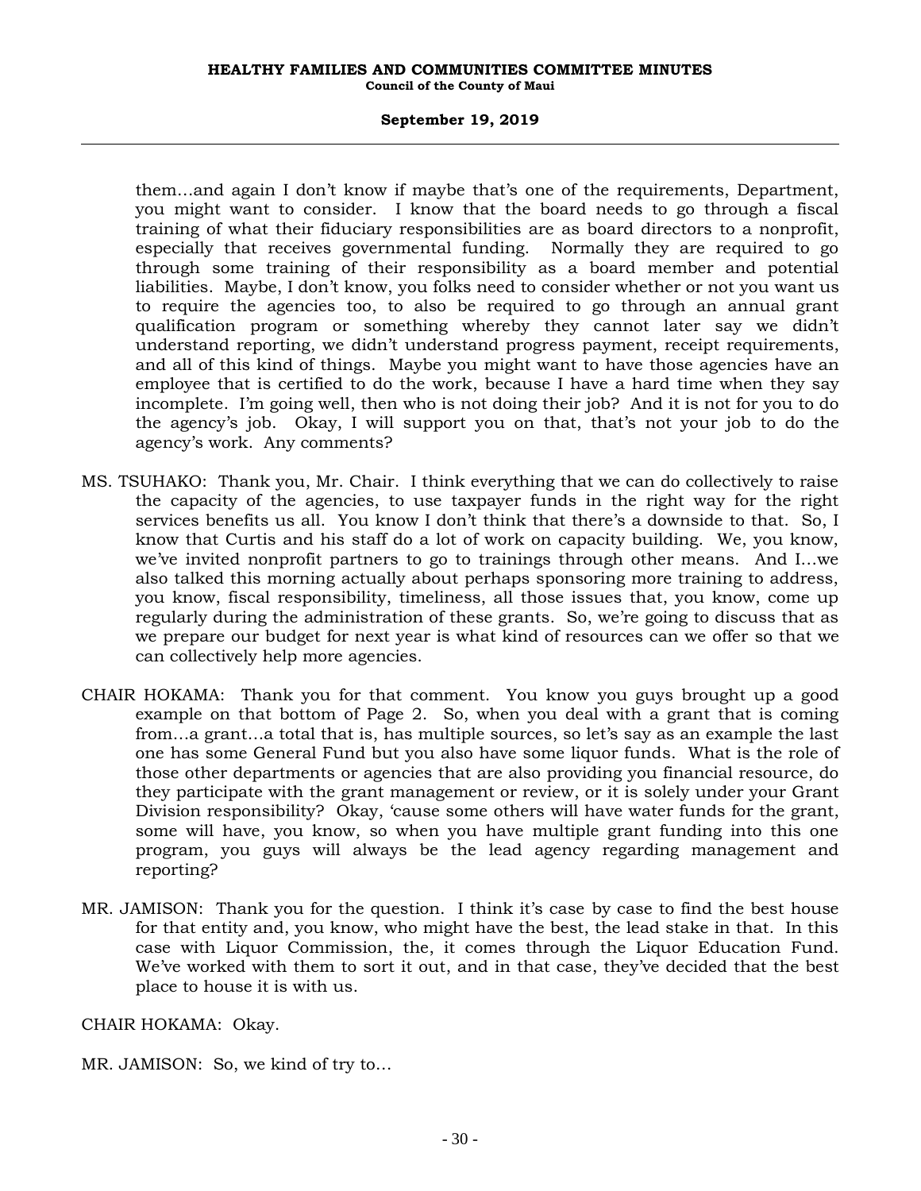them…and again I don't know if maybe that's one of the requirements, Department, you might want to consider. I know that the board needs to go through a fiscal training of what their fiduciary responsibilities are as board directors to a nonprofit, especially that receives governmental funding. Normally they are required to go through some training of their responsibility as a board member and potential liabilities. Maybe, I don't know, you folks need to consider whether or not you want us to require the agencies too, to also be required to go through an annual grant qualification program or something whereby they cannot later say we didn't understand reporting, we didn't understand progress payment, receipt requirements, and all of this kind of things. Maybe you might want to have those agencies have an employee that is certified to do the work, because I have a hard time when they say incomplete. I'm going well, then who is not doing their job? And it is not for you to do the agency's job. Okay, I will support you on that, that's not your job to do the agency's work. Any comments?

MS. TSUHAKO: Thank you, Mr. Chair. I think everything that we can do collectively to raise the capacity of the agencies, to use taxpayer funds in the right way for the right services benefits us all. You know I don't think that there's a downside to that. So, I know that Curtis and his staff do a lot of work on capacity building. We, you know, we've invited nonprofit partners to go to trainings through other means. And I…we also talked this morning actually about perhaps sponsoring more training to address, you know, fiscal responsibility, timeliness, all those issues that, you know, come up regularly during the administration of these grants. So, we're going to discuss that as we prepare our budget for next year is what kind of resources can we offer so that we can collectively help more agencies.

CHAIR HOKAMA: Thank you for that comment. You know you guys brought up a good example on that bottom of Page 2. So, when you deal with a grant that is coming from…a grant…a total that is, has multiple sources, so let's say as an example the last one has some General Fund but you also have some liquor funds. What is the role of those other departments or agencies that are also providing you financial resource, do they participate with the grant management or review, or it is solely under your Grant Division responsibility? Okay, 'cause some others will have water funds for the grant, some will have, you know, so when you have multiple grant funding into this one program, you guys will always be the lead agency regarding management and reporting?

MR. JAMISON: Thank you for the question. I think it's case by case to find the best house for that entity and, you know, who might have the best, the lead stake in that. In this case with Liquor Commission, the, it comes through the Liquor Education Fund. We've worked with them to sort it out, and in that case, they've decided that the best place to house it is with us.

CHAIR HOKAMA: Okay.

MR. JAMISON: So, we kind of try to…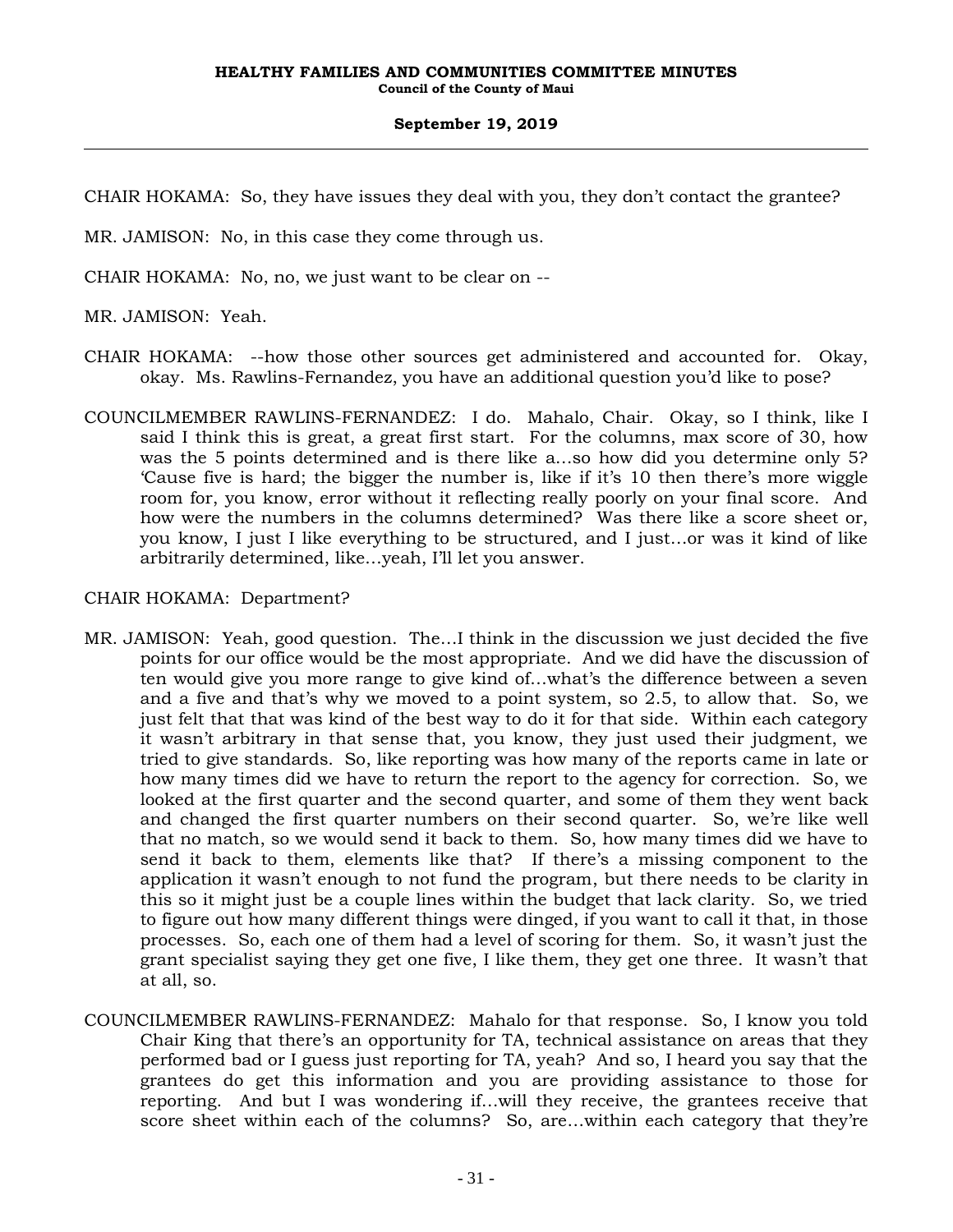CHAIR HOKAMA: So, they have issues they deal with you, they don't contact the grantee?

MR. JAMISON: No, in this case they come through us.

CHAIR HOKAMA: No, no, we just want to be clear on --

MR. JAMISON: Yeah.

CHAIR HOKAMA: --how those other sources get administered and accounted for. Okay, okay. Ms. Rawlins-Fernandez, you have an additional question you'd like to pose?

COUNCILMEMBER RAWLINS-FERNANDEZ: I do. Mahalo, Chair. Okay, so I think, like I said I think this is great, a great first start. For the columns, max score of 30, how was the 5 points determined and is there like a...so how did you determine only 5? 'Cause five is hard; the bigger the number is, like if it's 10 then there's more wiggle room for, you know, error without it reflecting really poorly on your final score. And how were the numbers in the columns determined? Was there like a score sheet or, you know, I just I like everything to be structured, and I just...or was it kind of like arbitrarily determined, like...yeah, I'll let you answer.

CHAIR HOKAMA: Department?

MR. JAMISON: Yeah, good question. The...I think in the discussion we just decided the five points for our office would be the most appropriate. And we did have the discussion of ten would give you more range to give kind of...what's the difference between a seven and a five and that's why we moved to a point system, so 2.5, to allow that. So, we just felt that that was kind of the best way to do it for that side. Within each category it wasn't arbitrary in that sense that, you know, they just used their judgment, we tried to give standards. So, like reporting was how many of the reports came in late or how many times did we have to return the report to the agency for correction. So, we looked at the first quarter and the second quarter, and some of them they went back and changed the first quarter numbers on their second quarter. So, we're like well that no match, so we would send it back to them. So, how many times did we have to send it back to them, elements like that? If there's a missing component to the application it wasn't enough to not fund the program, but there needs to be clarity in this so it might just be a couple lines within the budget that lack clarity. So, we tried to figure out how many different things were dinged, if you want to call it that, in those processes. So, each one of them had a level of scoring for them. So, it wasn't just the grant specialist saying they get one five, I like them, they get one three. It wasn't that at all, so.

COUNCILMEMBER RAWLINS-FERNANDEZ: Mahalo for that response. So, I know you told Chair King that there's an opportunity for TA, technical assistance on areas that they performed bad or I guess just reporting for TA, yeah? And so, I heard you say that the grantees do get this information and you are providing assistance to those for reporting. And but I was wondering if...will they receive, the grantees receive that score sheet within each of the columns? So, are...within each category that they're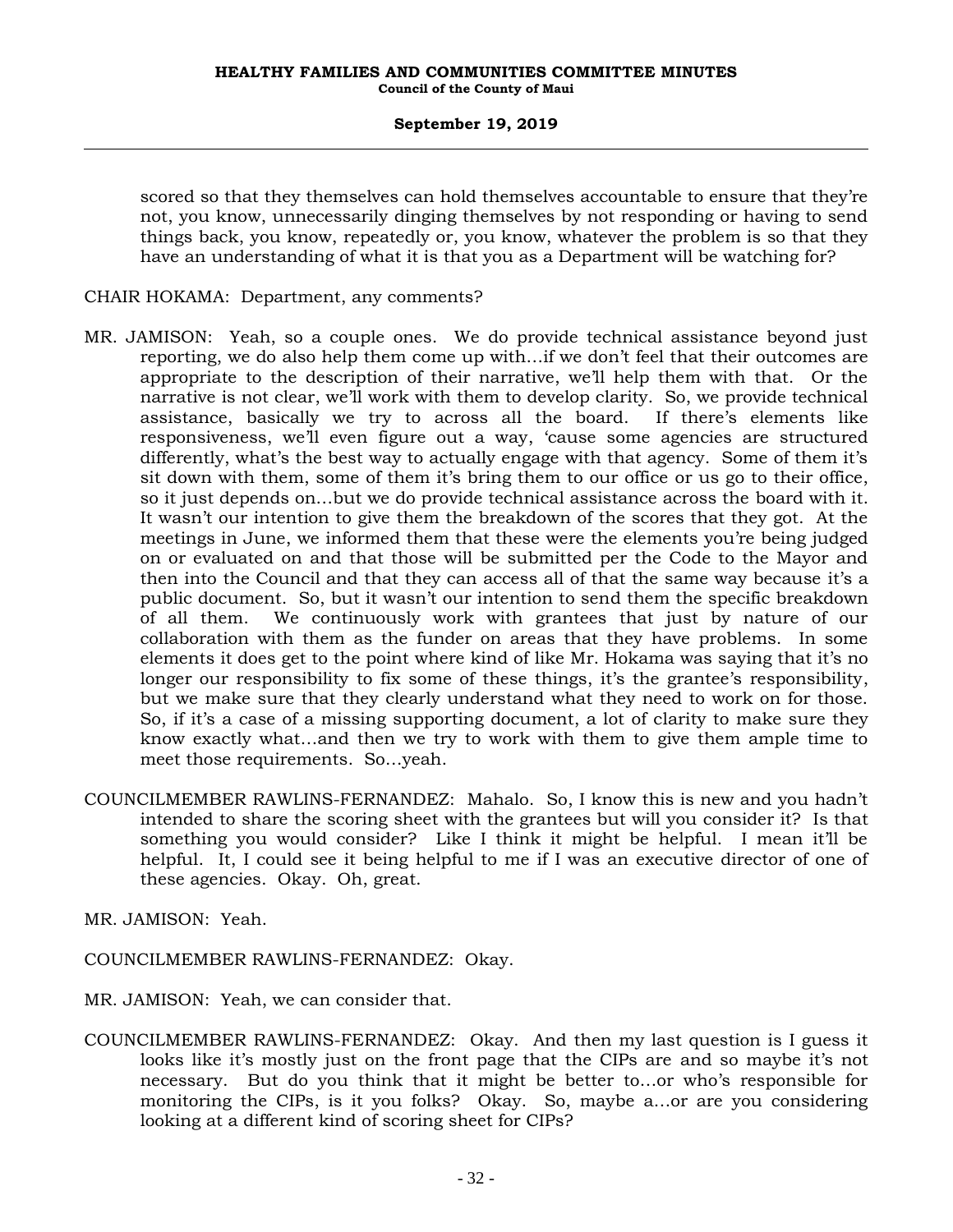scored so that they themselves can hold themselves accountable to ensure that they're not, you know, unnecessarily dinging themselves by not responding or having to send things back, you know, repeatedly or, you know, whatever the problem is so that they have an understanding of what it is that you as a Department will be watching for?

CHAIR HOKAMA: Department, any comments?

MR. JAMISON: Yeah, so a couple ones. We do provide technical assistance beyond just reporting, we do also help them come up with…if we don't feel that their outcomes are appropriate to the description of their narrative, we'll help them with that. Or the narrative is not clear, we'll work with them to develop clarity. So, we provide technical assistance, basically we try to across all the board. If there's elements like responsiveness, we'll even figure out a way, 'cause some agencies are structured differently, what's the best way to actually engage with that agency. Some of them it's sit down with them, some of them it's bring them to our office or us go to their office, so it just depends on…but we do provide technical assistance across the board with it. It wasn't our intention to give them the breakdown of the scores that they got. At the meetings in June, we informed them that these were the elements you're being judged on or evaluated on and that those will be submitted per the Code to the Mayor and then into the Council and that they can access all of that the same way because it's a public document. So, but it wasn't our intention to send them the specific breakdown of all them. We continuously work with grantees that just by nature of our collaboration with them as the funder on areas that they have problems. In some elements it does get to the point where kind of like Mr. Hokama was saying that it's no longer our responsibility to fix some of these things, it's the grantee's responsibility, but we make sure that they clearly understand what they need to work on for those. So, if it's a case of a missing supporting document, a lot of clarity to make sure they know exactly what…and then we try to work with them to give them ample time to meet those requirements. So…yeah.

COUNCILMEMBER RAWLINS-FERNANDEZ: Mahalo. So, I know this is new and you hadn't intended to share the scoring sheet with the grantees but will you consider it? Is that something you would consider? Like I think it might be helpful. I mean it'll be helpful. It, I could see it being helpful to me if I was an executive director of one of these agencies. Okay. Oh, great.

MR. JAMISON: Yeah.

COUNCILMEMBER RAWLINS-FERNANDEZ: Okay.

MR. JAMISON: Yeah, we can consider that.

COUNCILMEMBER RAWLINS-FERNANDEZ: Okay. And then my last question is I guess it looks like it's mostly just on the front page that the CIPs are and so maybe it's not necessary. But do you think that it might be better to…or who's responsible for monitoring the CIPs, is it you folks? Okay. So, maybe a…or are you considering looking at a different kind of scoring sheet for CIPs?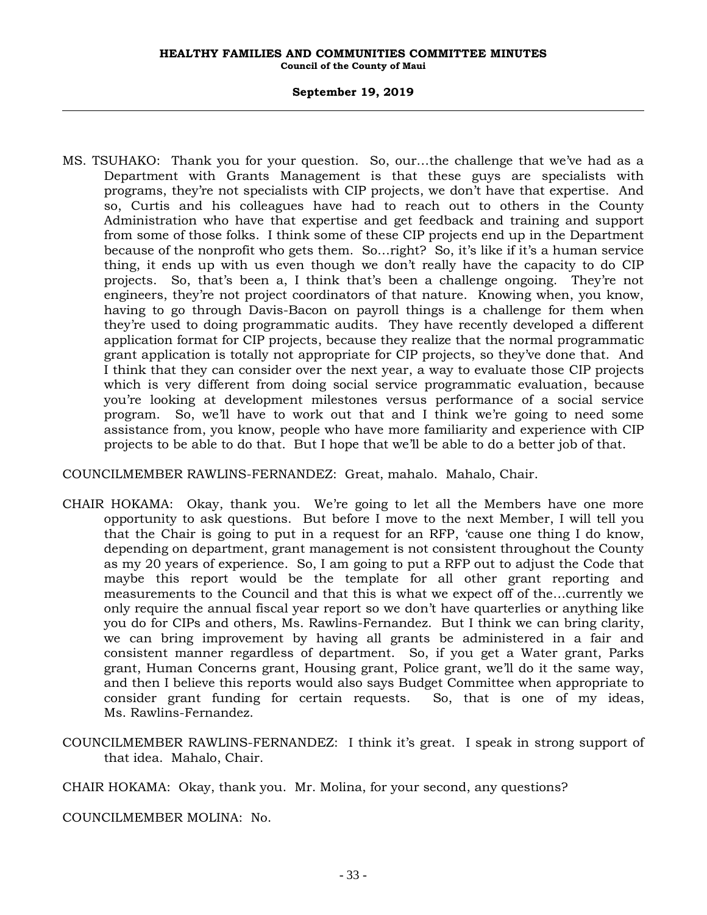MS. TSUHAKO: Thank you for your question. So, our…the challenge that we've had as a Department with Grants Management is that these guys are specialists with programs, they're not specialists with CIP projects, we don't have that expertise. And so, Curtis and his colleagues have had to reach out to others in the County Administration who have that expertise and get feedback and training and support from some of those folks. I think some of these CIP projects end up in the Department because of the nonprofit who gets them. So…right? So, it's like if it's a human service thing, it ends up with us even though we don't really have the capacity to do CIP projects. So, that's been a, I think that's been a challenge ongoing. They're not engineers, they're not project coordinators of that nature. Knowing when, you know, having to go through Davis-Bacon on payroll things is a challenge for them when they're used to doing programmatic audits. They have recently developed a different application format for CIP projects, because they realize that the normal programmatic grant application is totally not appropriate for CIP projects, so they've done that. And I think that they can consider over the next year, a way to evaluate those CIP projects which is very different from doing social service programmatic evaluation, because you're looking at development milestones versus performance of a social service program. So, we'll have to work out that and I think we're going to need some assistance from, you know, people who have more familiarity and experience with CIP projects to be able to do that. But I hope that we'll be able to do a better job of that.

COUNCILMEMBER RAWLINS-FERNANDEZ: Great, mahalo. Mahalo, Chair.

CHAIR HOKAMA: Okay, thank you. We're going to let all the Members have one more opportunity to ask questions. But before I move to the next Member, I will tell you that the Chair is going to put in a request for an RFP, 'cause one thing I do know, depending on department, grant management is not consistent throughout the County as my 20 years of experience. So, I am going to put a RFP out to adjust the Code that maybe this report would be the template for all other grant reporting and measurements to the Council and that this is what we expect off of the…currently we only require the annual fiscal year report so we don't have quarterlies or anything like you do for CIPs and others, Ms. Rawlins-Fernandez. But I think we can bring clarity, we can bring improvement by having all grants be administered in a fair and consistent manner regardless of department. So, if you get a Water grant, Parks grant, Human Concerns grant, Housing grant, Police grant, we'll do it the same way, and then I believe this reports would also says Budget Committee when appropriate to consider grant funding for certain requests. So, that is one of my ideas, Ms. Rawlins-Fernandez.

COUNCILMEMBER RAWLINS-FERNANDEZ: I think it's great. I speak in strong support of that idea. Mahalo, Chair.

CHAIR HOKAMA: Okay, thank you. Mr. Molina, for your second, any questions?

COUNCILMEMBER MOLINA: No.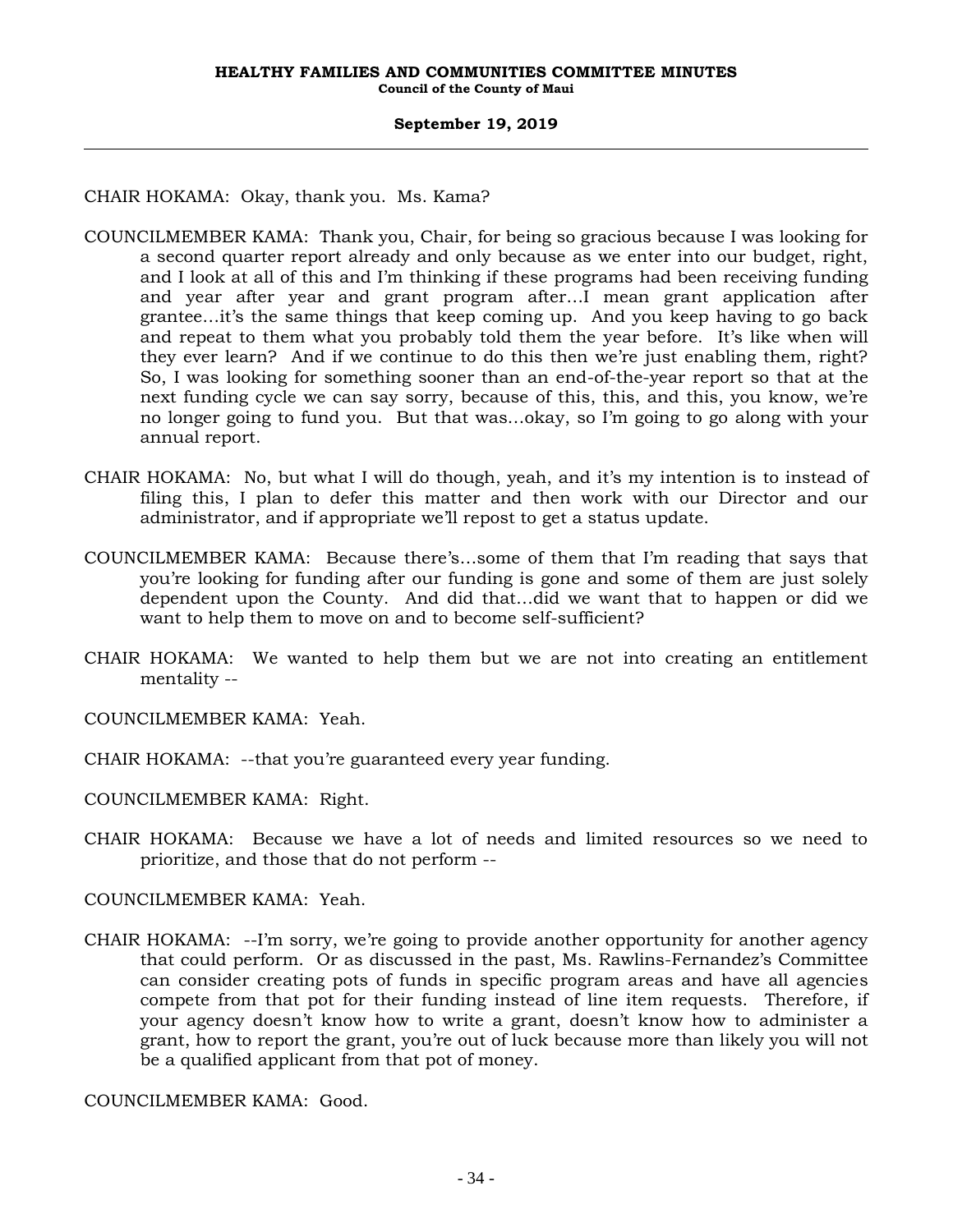CHAIR HOKAMA: Okay, thank you. Ms. Kama?

COUNCILMEMBER KAMA: Thank you, Chair, for being so gracious because I was looking for a second quarter report already and only because as we enter into our budget, right, and I look at all of this and I'm thinking if these programs had been receiving funding and year after year and grant program after…I mean grant application after grantee…it's the same things that keep coming up. And you keep having to go back and repeat to them what you probably told them the year before. It's like when will they ever learn? And if we continue to do this then we're just enabling them, right? So, I was looking for something sooner than an end-of-the-year report so that at the next funding cycle we can say sorry, because of this, this, and this, you know, we're no longer going to fund you. But that was…okay, so I'm going to go along with your annual report.

CHAIR HOKAMA: No, but what I will do though, yeah, and it's my intention is to instead of filing this, I plan to defer this matter and then work with our Director and our administrator, and if appropriate we'll repost to get a status update.

COUNCILMEMBER KAMA: Because there's…some of them that I'm reading that says that you're looking for funding after our funding is gone and some of them are just solely dependent upon the County. And did that…did we want that to happen or did we want to help them to move on and to become self-sufficient?

CHAIR HOKAMA: We wanted to help them but we are not into creating an entitlement mentality --

COUNCILMEMBER KAMA: Yeah.

CHAIR HOKAMA: --that you're guaranteed every year funding.

COUNCILMEMBER KAMA: Right.

CHAIR HOKAMA: Because we have a lot of needs and limited resources so we need to prioritize, and those that do not perform --

COUNCILMEMBER KAMA: Yeah.

CHAIR HOKAMA: --I'm sorry, we're going to provide another opportunity for another agency that could perform. Or as discussed in the past, Ms. Rawlins-Fernandez's Committee can consider creating pots of funds in specific program areas and have all agencies compete from that pot for their funding instead of line item requests. Therefore, if your agency doesn't know how to write a grant, doesn't know how to administer a grant, how to report the grant, you're out of luck because more than likely you will not be a qualified applicant from that pot of money.

COUNCILMEMBER KAMA: Good.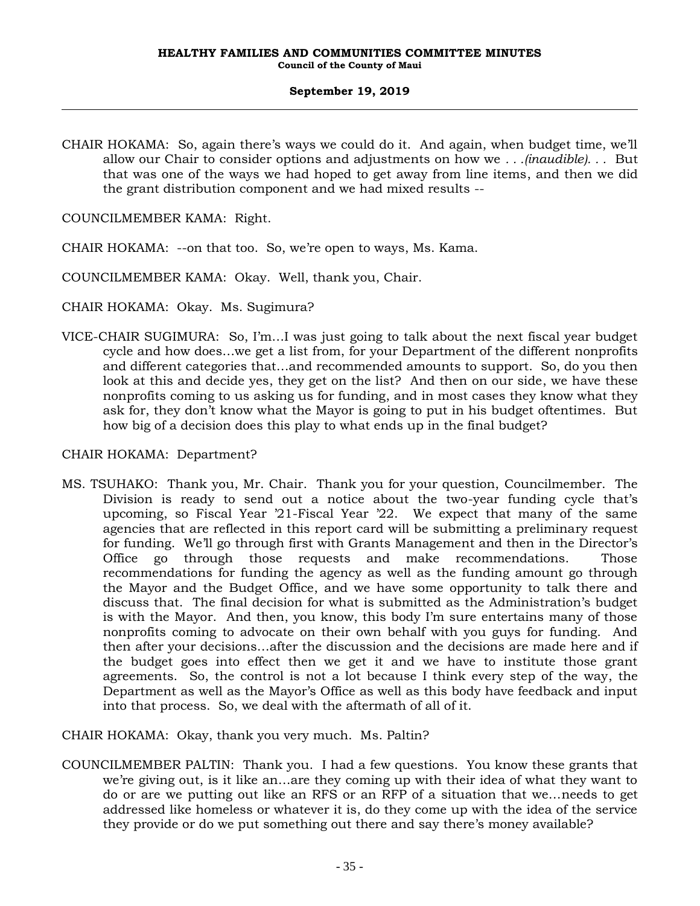CHAIR HOKAMA: So, again there's ways we could do it. And again, when budget time, we'll allow our Chair to consider options and adjustments on how we . . .*(inaudible)*. . . But that was one of the ways we had hoped to get away from line items, and then we did the grant distribution component and we had mixed results --

COUNCILMEMBER KAMA: Right.

CHAIR HOKAMA: --on that too. So, we're open to ways, Ms. Kama.

COUNCILMEMBER KAMA: Okay. Well, thank you, Chair.

CHAIR HOKAMA: Okay. Ms. Sugimura?

VICE-CHAIR SUGIMURA: So, I'm...I was just going to talk about the next fiscal year budget cycle and how does...we get a list from, for your Department of the different nonprofits and different categories that...and recommended amounts to support. So, do you then look at this and decide yes, they get on the list? And then on our side, we have these nonprofits coming to us asking us for funding, and in most cases they know what they ask for, they don't know what the Mayor is going to put in his budget oftentimes. But how big of a decision does this play to what ends up in the final budget?

CHAIR HOKAMA: Department?

MS. TSUHAKO: Thank you, Mr. Chair. Thank you for your question, Councilmember. The Division is ready to send out a notice about the two-year funding cycle that's upcoming, so Fiscal Year '21-Fiscal Year '22. We expect that many of the same agencies that are reflected in this report card will be submitting a preliminary request for funding. We'll go through first with Grants Management and then in the Director's Office go through those requests and make recommendations. Those recommendations for funding the agency as well as the funding amount go through the Mayor and the Budget Office, and we have some opportunity to talk there and discuss that. The final decision for what is submitted as the Administration's budget is with the Mayor. And then, you know, this body I'm sure entertains many of those nonprofits coming to advocate on their own behalf with you guys for funding. And then after your decisions...after the discussion and the decisions are made here and if the budget goes into effect then we get it and we have to institute those grant agreements. So, the control is not a lot because I think every step of the way, the Department as well as the Mayor's Office as well as this body have feedback and input into that process. So, we deal with the aftermath of all of it.

CHAIR HOKAMA: Okay, thank you very much. Ms. Paltin?

COUNCILMEMBER PALTIN: Thank you. I had a few questions. You know these grants that we're giving out, is it like an...are they coming up with their idea of what they want to do or are we putting out like an RFS or an RFP of a situation that we...needs to get addressed like homeless or whatever it is, do they come up with the idea of the service they provide or do we put something out there and say there's money available?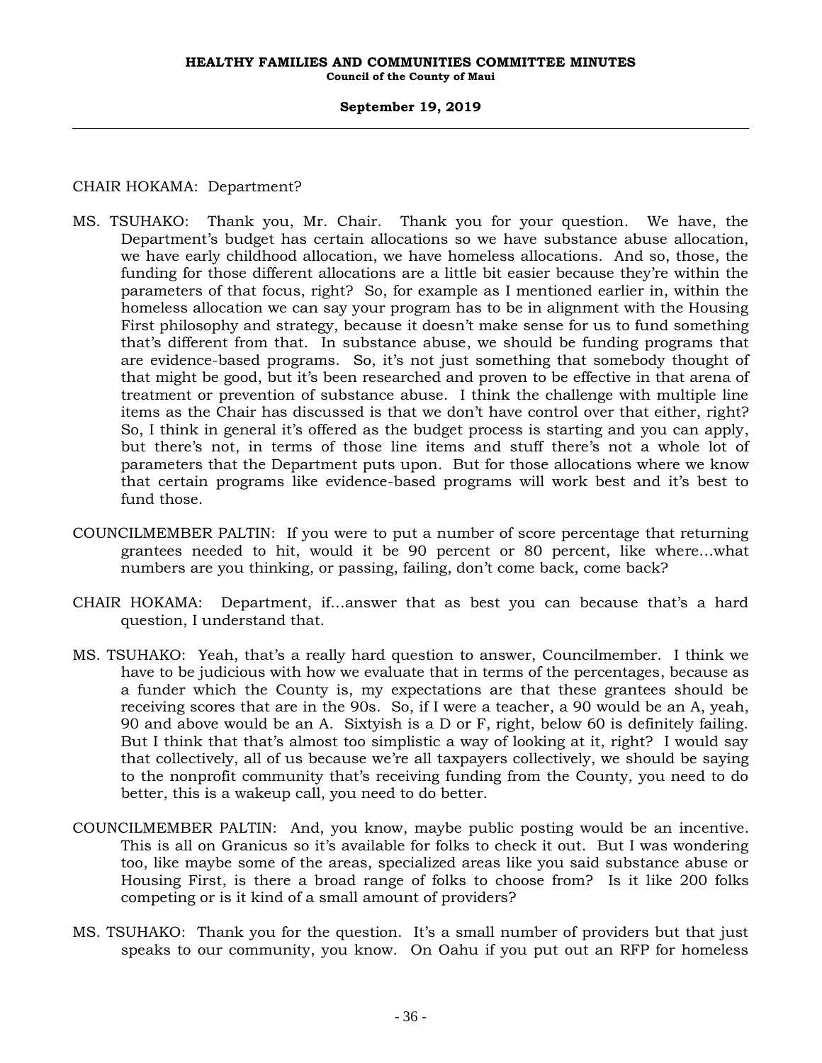CHAIR HOKAMA: Department?

MS. TSUHAKO: Thank you, Mr. Chair. Thank you for your question. We have, the Department's budget has certain allocations so we have substance abuse allocation, we have early childhood allocation, we have homeless allocations. And so, those, the funding for those different allocations are a little bit easier because they're within the parameters of that focus, right? So, for example as I mentioned earlier in, within the homeless allocation we can say your program has to be in alignment with the Housing First philosophy and strategy, because it doesn't make sense for us to fund something that's different from that. In substance abuse, we should be funding programs that are evidence-based programs. So, it's not just something that somebody thought of that might be good, but it's been researched and proven to be effective in that arena of treatment or prevention of substance abuse. I think the challenge with multiple line items as the Chair has discussed is that we don't have control over that either, right? So, I think in general it's offered as the budget process is starting and you can apply, but there's not, in terms of those line items and stuff there's not a whole lot of parameters that the Department puts upon. But for those allocations where we know that certain programs like evidence-based programs will work best and it's best to fund those.

COUNCILMEMBER PALTIN: If you were to put a number of score percentage that returning grantees needed to hit, would it be 90 percent or 80 percent, like where...what numbers are you thinking, or passing, failing, don't come back, come back?

CHAIR HOKAMA: Department, if...answer that as best you can because that's a hard question, I understand that.

MS. TSUHAKO: Yeah, that's a really hard question to answer, Councilmember. I think we have to be judicious with how we evaluate that in terms of the percentages, because as a funder which the County is, my expectations are that these grantees should be receiving scores that are in the 90s. So, if I were a teacher, a 90 would be an A, yeah, 90 and above would be an A. Sixtyish is a D or F, right, below 60 is definitely failing. But I think that that's almost too simplistic a way of looking at it, right? I would say that collectively, all of us because we're all taxpayers collectively, we should be saying to the nonprofit community that's receiving funding from the County, you need to do better, this is a wakeup call, you need to do better.

COUNCILMEMBER PALTIN: And, you know, maybe public posting would be an incentive. This is all on Granicus so it's available for folks to check it out. But I was wondering too, like maybe some of the areas, specialized areas like you said substance abuse or Housing First, is there a broad range of folks to choose from? Is it like 200 folks competing or is it kind of a small amount of providers?

MS. TSUHAKO: Thank you for the question. It's a small number of providers but that just speaks to our community, you know. On Oahu if you put out an RFP for homeless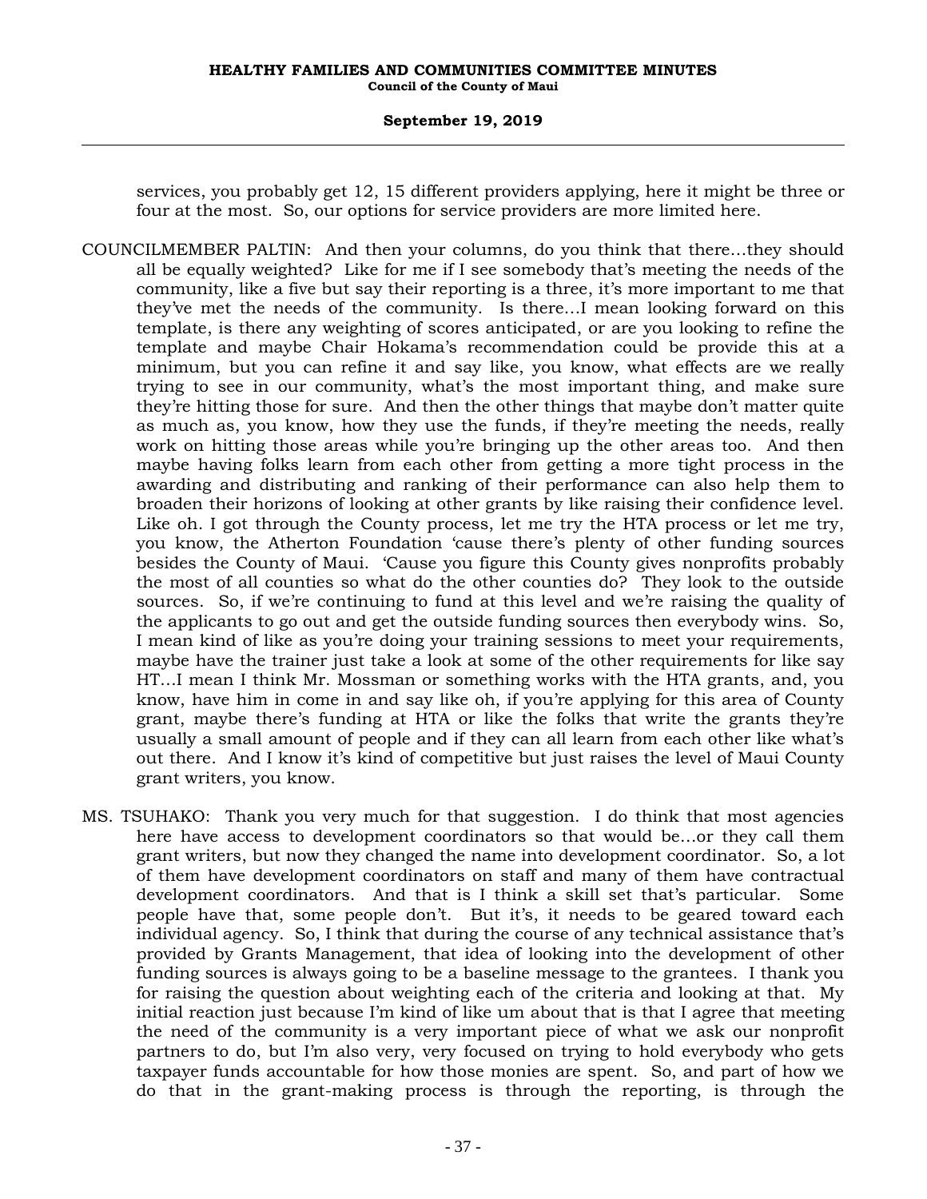services, you probably get 12, 15 different providers applying, here it might be three or four at the most. So, our options for service providers are more limited here.

COUNCILMEMBER PALTIN: And then your columns, do you think that there…they should all be equally weighted? Like for me if I see somebody that's meeting the needs of the community, like a five but say their reporting is a three, it's more important to me that they've met the needs of the community. Is there…I mean looking forward on this template, is there any weighting of scores anticipated, or are you looking to refine the template and maybe Chair Hokama's recommendation could be provide this at a minimum, but you can refine it and say like, you know, what effects are we really trying to see in our community, what's the most important thing, and make sure they're hitting those for sure. And then the other things that maybe don't matter quite as much as, you know, how they use the funds, if they're meeting the needs, really work on hitting those areas while you're bringing up the other areas too. And then maybe having folks learn from each other from getting a more tight process in the awarding and distributing and ranking of their performance can also help them to broaden their horizons of looking at other grants by like raising their confidence level. Like oh. I got through the County process, let me try the HTA process or let me try, you know, the Atherton Foundation 'cause there's plenty of other funding sources besides the County of Maui. 'Cause you figure this County gives nonprofits probably the most of all counties so what do the other counties do? They look to the outside sources. So, if we're continuing to fund at this level and we're raising the quality of the applicants to go out and get the outside funding sources then everybody wins. So, I mean kind of like as you're doing your training sessions to meet your requirements, maybe have the trainer just take a look at some of the other requirements for like say HT…I mean I think Mr. Mossman or something works with the HTA grants, and, you know, have him in come in and say like oh, if you're applying for this area of County grant, maybe there's funding at HTA or like the folks that write the grants they're usually a small amount of people and if they can all learn from each other like what's out there. And I know it's kind of competitive but just raises the level of Maui County grant writers, you know.

MS. TSUHAKO: Thank you very much for that suggestion. I do think that most agencies here have access to development coordinators so that would be…or they call them grant writers, but now they changed the name into development coordinator. So, a lot of them have development coordinators on staff and many of them have contractual development coordinators. And that is I think a skill set that's particular. Some people have that, some people don't. But it's, it needs to be geared toward each individual agency. So, I think that during the course of any technical assistance that's provided by Grants Management, that idea of looking into the development of other funding sources is always going to be a baseline message to the grantees. I thank you for raising the question about weighting each of the criteria and looking at that. My initial reaction just because I'm kind of like um about that is that I agree that meeting the need of the community is a very important piece of what we ask our nonprofit partners to do, but I'm also very, very focused on trying to hold everybody who gets taxpayer funds accountable for how those monies are spent. So, and part of how we do that in the grant-making process is through the reporting, is through the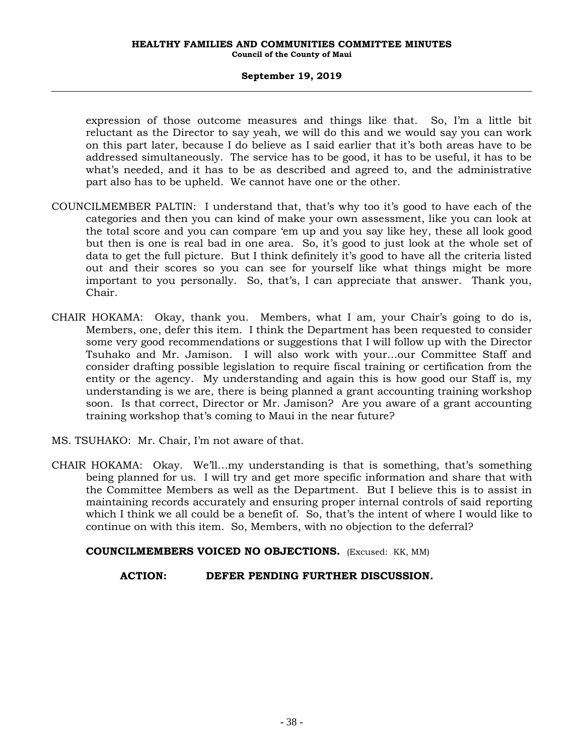expression of those outcome measures and things like that. So, I'm a little bit reluctant as the Director to say yeah, we will do this and we would say you can work on this part later, because I do believe as I said earlier that it's both areas have to be addressed simultaneously. The service has to be good, it has to be useful, it has to be what's needed, and it has to be as described and agreed to, and the administrative part also has to be upheld. We cannot have one or the other.

COUNCILMEMBER PALTIN: I understand that, that's why too it's good to have each of the categories and then you can kind of make your own assessment, like you can look at the total score and you can compare 'em up and you say like hey, these all look good but then is one is real bad in one area. So, it's good to just look at the whole set of data to get the full picture. But I think definitely it's good to have all the criteria listed out and their scores so you can see for yourself like what things might be more important to you personally. So, that's, I can appreciate that answer. Thank you, Chair.

CHAIR HOKAMA: Okay, thank you. Members, what I am, your Chair's going to do is, Members, one, defer this item. I think the Department has been requested to consider some very good recommendations or suggestions that I will follow up with the Director Tsuhako and Mr. Jamison. I will also work with your…our Committee Staff and consider drafting possible legislation to require fiscal training or certification from the entity or the agency. My understanding and again this is how good our Staff is, my understanding is we are, there is being planned a grant accounting training workshop soon. Is that correct, Director or Mr. Jamison? Are you aware of a grant accounting training workshop that's coming to Maui in the near future?

MS. TSUHAKO: Mr. Chair, I'm not aware of that.

CHAIR HOKAMA: Okay. We'll…my understanding is that is something, that's something being planned for us. I will try and get more specific information and share that with the Committee Members as well as the Department. But I believe this is to assist in maintaining records accurately and ensuring proper internal controls of said reporting which I think we all could be a benefit of. So, that's the intent of where I would like to continue on with this item. So, Members, with no objection to the deferral?

**COUNCILMEMBERS VOICED NO OBJECTIONS.** (Excused: KK, MM)

**ACTION: DEFER PENDING FURTHER DISCUSSION.**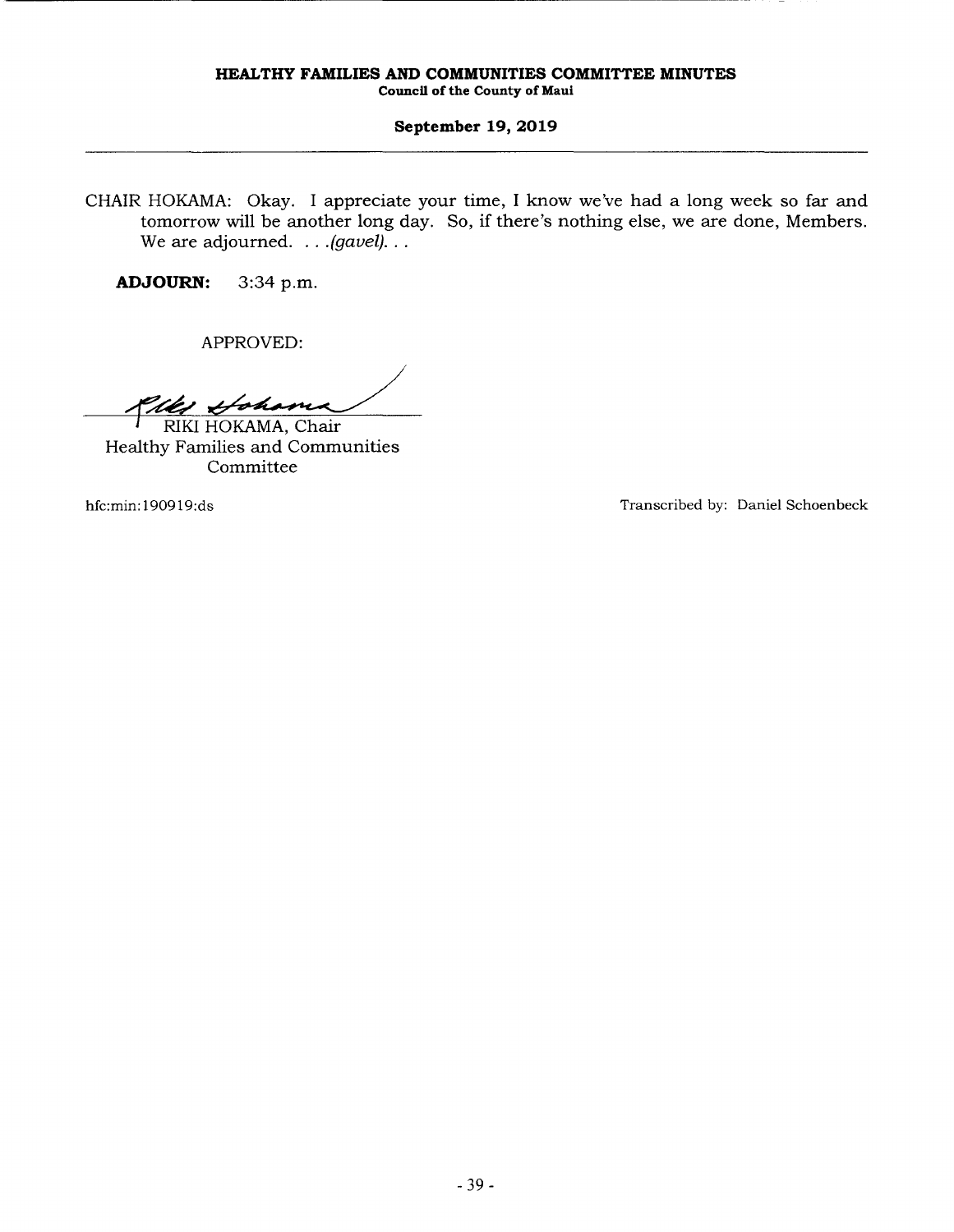CHAIR HOKAMA: Okay. I appreciate your time, I know we've had a long week so far and tomorrow will be another long day. So, if there's nothing else, we are done, Members. We are adjourned. . . .*(gavel)*. . .

**ADJOURN:** 3:34 p.m.

APPROVED:

RIKI HOKAMA, Chair
Healthy Families and Communities Committee

hfc:min:190919:ds

Transcribed by: Daniel Schoenbeck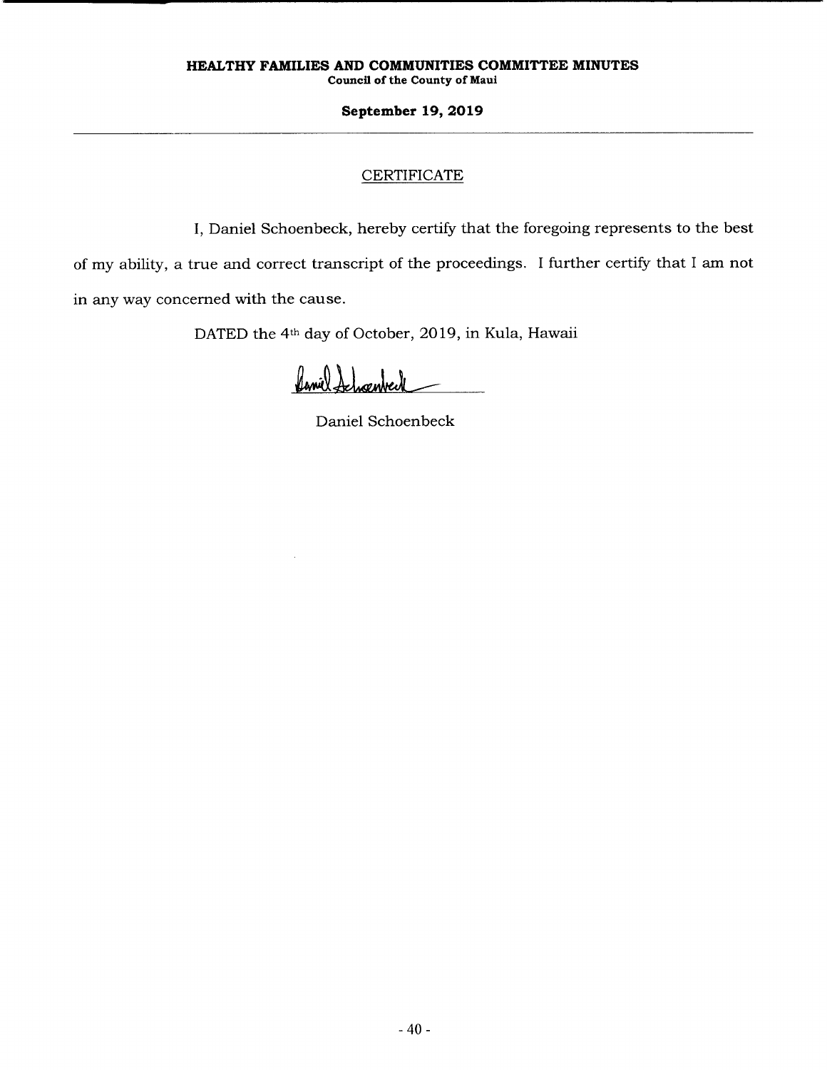## CERTIFICATE

I, Daniel Schoenbeck, hereby certify that the foregoing represents to the best of my ability, a true and correct transcript of the proceedings. I further certify that I am not in any way concerned with the cause.

DATED the 4th day of October, 2019, in Kula, Hawaii

Daniel Schoenbeck